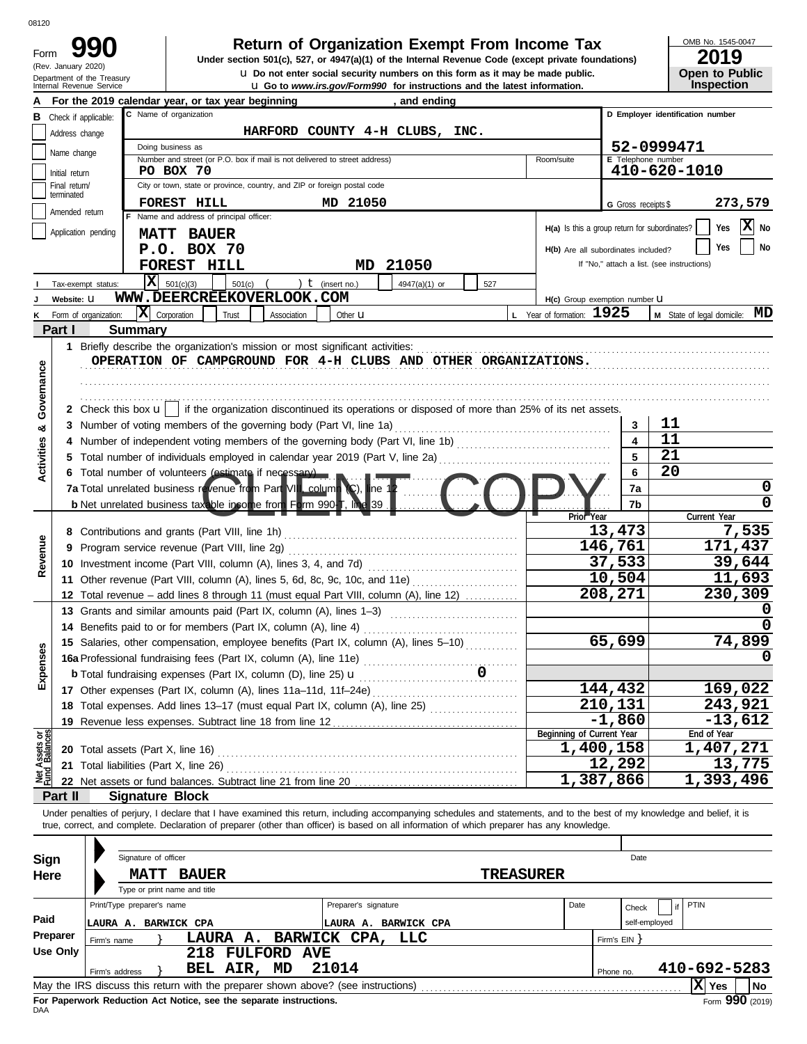08120

# Form 990

**Return of Organization Exempt From Income Tax**

Under section 501(c), 527, or 4947(a)(1) of the Internal Revenue Code (except private foundations)

(Rev. January 2020)

Department of the Treasury
Internal Revenue Service

u Do not enter social security numbers on this form as it may be made public.

u Go to *www.irs.gov/Form990* for instructions and the latest information.

OMB No. 1545-0047

**2019**

**Open to Public Inspection**

**A** For the 2019 calendar year, or tax year beginning , and ending

**B** Check if applicable:
- Address change
- Name change
- Initial return
- Final return/terminated
- Amended return
- Application pending

**C** Name of organization: **HARFORD COUNTY 4-H CLUBS, INC.**

Doing business as

Number and street (or P.O. box if mail is not delivered to street address): **PO BOX 70**

Room/suite

City or town, state or province, country, and ZIP or foreign postal code: **FOREST HILL MD 21050**

**D** Employer identification number: **52-0999471**

**E** Telephone number: **410-620-1010**

**G** Gross receipts $ **273,579**

**F** Name and address of principal officer:
**MATT BAUER**
**P.O. BOX 70**
**FOREST HILL MD 21050**

H(a) Is this a group return for subordinates? Yes [ ] No [X]

H(b) Are all subordinates included? Yes [ ] No [ ]

If "No," attach a list. (see instructions)

**I** Tax-exempt status: [X] 501(c)(3) [ ] 501(c) ( ) t (insert no.) [ ] 4947(a)(1) or [ ] 527

**J** Website: u **WWW.DEERCREEKOVERLOOK.COM**

H(c) Group exemption number u

**K** Form of organization: [X] Corporation [ ] Trust [ ] Association [ ] Other u

**L** Year of formation: **1925**

**M** State of legal domicile: **MD**

## Part I Summary

**Activities & Governance**

1 Briefly describe the organization's mission or most significant activities:
**OPERATION OF CAMPGROUND FOR 4-H CLUBS AND OTHER ORGANIZATIONS.**

2 Check this box u [ ] if the organization discontinued its operations or disposed of more than 25% of its net assets.

| | | | |
|---|---|---|---|
| 3 | Number of voting members of the governing body (Part VI, line 1a) | 3 | 11 |
| 4 | Number of independent voting members of the governing body (Part VI, line 1b) | 4 | 11 |
| 5 | Total number of individuals employed in calendar year 2019 (Part V, line 2a) | 5 | 21 |
| 6 | Total number of volunteers (estimate if necessary) | 6 | 20 |
| 7a | Total unrelated business revenue from Part VIII, column (C), line 12 | 7a | 0 |
| b | Net unrelated business taxable income from Form 990-T, line 39 | 7b | 0 |

CLIENT COPY

| | | Prior Year | Current Year |
|---|---|---|---|
| **Revenue** | | | |
| 8 | Contributions and grants (Part VIII, line 1h) | 13,473 | 7,535 |
| 9 | Program service revenue (Part VIII, line 2g) | 146,761 | 171,437 |
| 10 | Investment income (Part VIII, column (A), lines 3, 4, and 7d) | 37,533 | 39,644 |
| 11 | Other revenue (Part VIII, column (A), lines 5, 6d, 8c, 9c, 10c, and 11e) | 10,504 | 11,693 |
| 12 | Total revenue – add lines 8 through 11 (must equal Part VIII, column (A), line 12) | 208,271 | 230,309 |
| **Expenses** | | | |
| 13 | Grants and similar amounts paid (Part IX, column (A), lines 1–3) | | 0 |
| 14 | Benefits paid to or for members (Part IX, column (A), line 4) | | 0 |
| 15 | Salaries, other compensation, employee benefits (Part IX, column (A), lines 5–10) | 65,699 | 74,899 |
| 16a | Professional fundraising fees (Part IX, column (A), line 11e) | | 0 |
| b | Total fundraising expenses (Part IX, column (D), line 25) u 0 | | |
| 17 | Other expenses (Part IX, column (A), lines 11a–11d, 11f–24e) | 144,432 | 169,022 |
| 18 | Total expenses. Add lines 13–17 (must equal Part IX, column (A), line 25) | 210,131 | 243,921 |
| 19 | Revenue less expenses. Subtract line 18 from line 12 | -1,860 | -13,612 |
| **Net Assets or Fund Balances** | | **Beginning of Current Year** | **End of Year** |
| 20 | Total assets (Part X, line 16) | 1,400,158 | 1,407,271 |
| 21 | Total liabilities (Part X, line 26) | 12,292 | 13,775 |
| 22 | Net assets or fund balances. Subtract line 21 from line 20 | 1,387,866 | 1,393,496 |

## Part II Signature Block

Under penalties of perjury, I declare that I have examined this return, including accompanying schedules and statements, and to the best of my knowledge and belief, it is true, correct, and complete. Declaration of preparer (other than officer) is based on all information of which preparer has any knowledge.

**Sign Here**

Signature of officer — Date

**MATT BAUER — TREASURER**

Type or print name and title

**Paid Preparer Use Only**

| Print/Type preparer's name | Preparer's signature | Date | Check if self-employed | PTIN |
|---|---|---|---|---|
| LAURA A. BARWICK CPA | LAURA A. BARWICK CPA | | | |

Firm's name } **LAURA A. BARWICK CPA, LLC** — Firm's EIN }

Firm's address } **218 FULFORD AVE BEL AIR, MD 21014** — Phone no. **410-692-5283**

May the IRS discuss this return with the preparer shown above? (see instructions) [X] Yes [ ] No

**For Paperwork Reduction Act Notice, see the separate instructions.**

DAA

Form **990** (2019)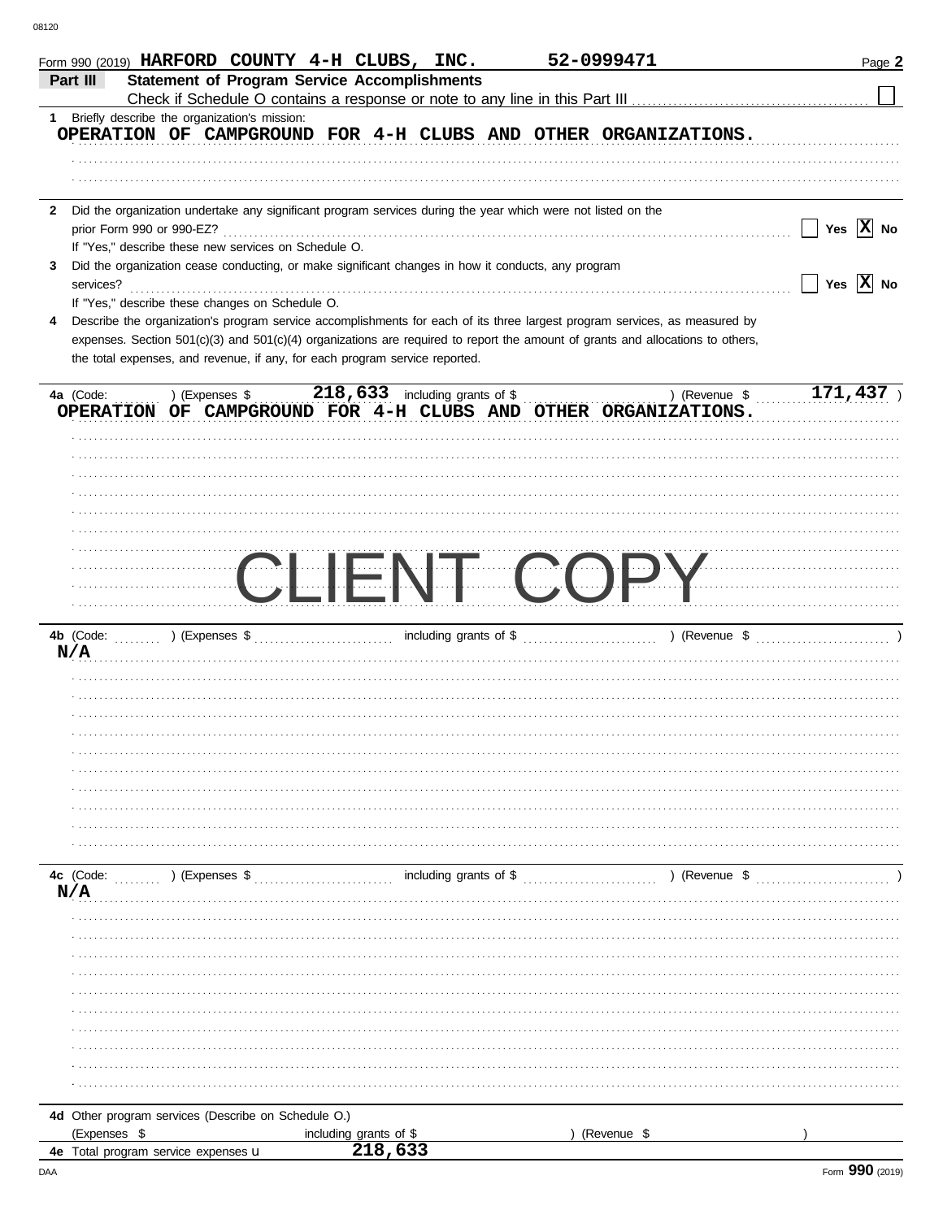Form 990 (2019) **HARFORD COUNTY 4-H CLUBS, INC.** **52-0999471**

## Part III Statement of Program Service Accomplishments

Check if Schedule O contains a response or note to any line in this Part III ☐

**1** Briefly describe the organization's mission:

OPERATION OF CAMPGROUND FOR 4-H CLUBS AND OTHER ORGANIZATIONS.

**2** Did the organization undertake any significant program services during the year which were not listed on the prior Form 990 or 990-EZ? ☐ Yes ☒ No

If "Yes," describe these new services on Schedule O.

**3** Did the organization cease conducting, or make significant changes in how it conducts, any program services? ☐ Yes ☒ No

If "Yes," describe these changes on Schedule O.

**4** Describe the organization's program service accomplishments for each of its three largest program services, as measured by expenses. Section 501(c)(3) and 501(c)(4) organizations are required to report the amount of grants and allocations to others, the total expenses, and revenue, if any, for each program service reported.

**4a** (Code: ) (Expenses $ 218,633 including grants of $ ) (Revenue $ 171,437 )

OPERATION OF CAMPGROUND FOR 4-H CLUBS AND OTHER ORGANIZATIONS.

CLIENT COPY

**4b** (Code: ) (Expenses $ including grants of $ ) (Revenue $ )

N/A

**4c** (Code: ) (Expenses $ including grants of $ ) (Revenue $ )

N/A

**4d** Other program services (Describe on Schedule O.)

(Expenses $ including grants of $ ) (Revenue $ )

**4e** Total program service expenses 218,633

Form **990** (2019)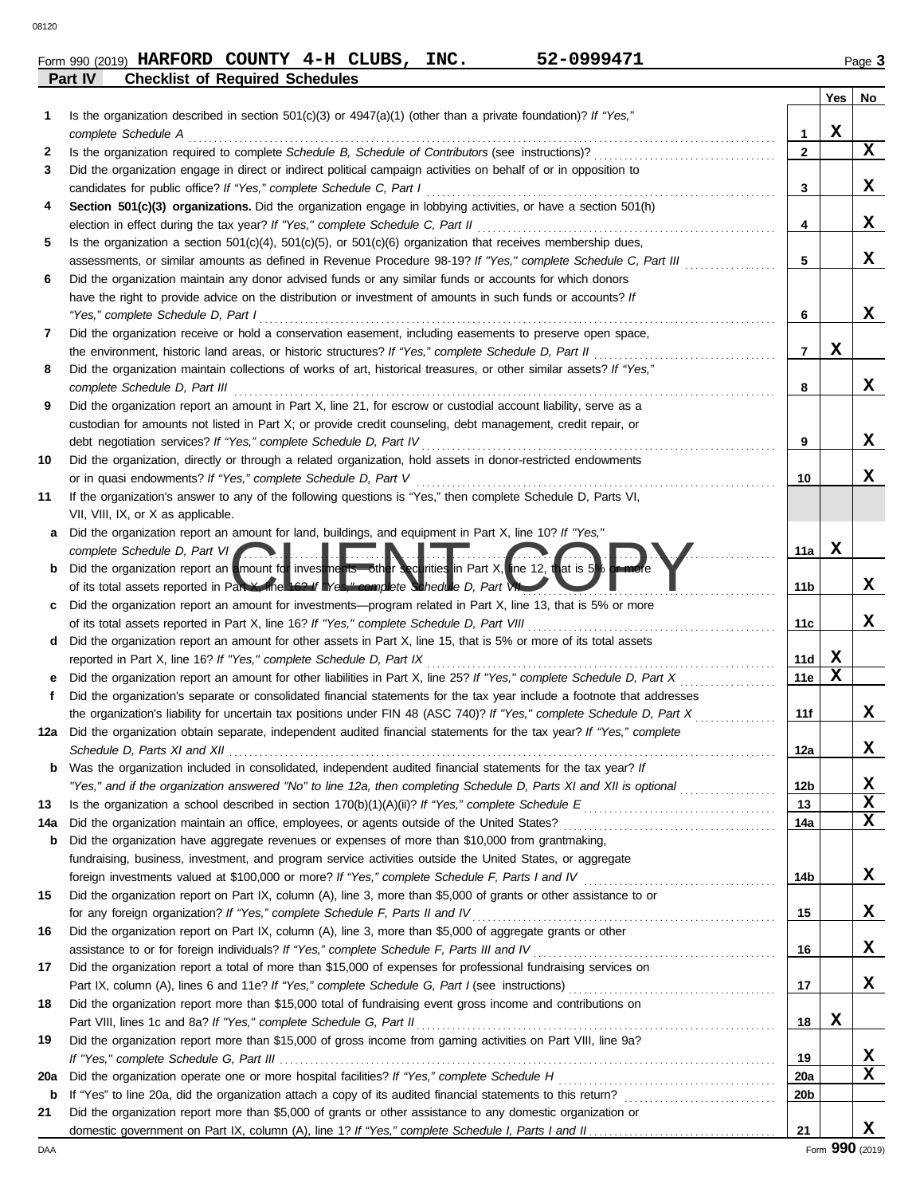Form 990 (2019) **HARFORD COUNTY 4-H CLUBS, INC.** **52-0999471**

## Part IV Checklist of Required Schedules

| | | | Yes | No |
|---|---|---|---|---|
| **1** | Is the organization described in section 501(c)(3) or 4947(a)(1) (other than a private foundation)? *If "Yes," complete Schedule A* | 1 | X | |
| **2** | Is the organization required to complete *Schedule B, Schedule of Contributors* (see instructions)? | 2 | | X |
| **3** | Did the organization engage in direct or indirect political campaign activities on behalf of or in opposition to candidates for public office? *If "Yes," complete Schedule C, Part I* | 3 | | X |
| **4** | **Section 501(c)(3) organizations.** Did the organization engage in lobbying activities, or have a section 501(h) election in effect during the tax year? *If "Yes," complete Schedule C, Part II* | 4 | | X |
| **5** | Is the organization a section 501(c)(4), 501(c)(5), or 501(c)(6) organization that receives membership dues, assessments, or similar amounts as defined in Revenue Procedure 98-19? *If "Yes," complete Schedule C, Part III* | 5 | | X |
| **6** | Did the organization maintain any donor advised funds or any similar funds or accounts for which donors have the right to provide advice on the distribution or investment of amounts in such funds or accounts? *If "Yes," complete Schedule D, Part I* | 6 | | X |
| **7** | Did the organization receive or hold a conservation easement, including easements to preserve open space, the environment, historic land areas, or historic structures? *If "Yes," complete Schedule D, Part II* | 7 | X | |
| **8** | Did the organization maintain collections of works of art, historical treasures, or other similar assets? *If "Yes," complete Schedule D, Part III* | 8 | | X |
| **9** | Did the organization report an amount in Part X, line 21, for escrow or custodial account liability, serve as a custodian for amounts not listed in Part X; or provide credit counseling, debt management, credit repair, or debt negotiation services? *If "Yes," complete Schedule D, Part IV* | 9 | | X |
| **10** | Did the organization, directly or through a related organization, hold assets in donor-restricted endowments or in quasi endowments? *If "Yes," complete Schedule D, Part V* | 10 | | X |
| **11** | If the organization's answer to any of the following questions is "Yes," then complete Schedule D, Parts VI, VII, VIII, IX, or X as applicable. | | | |
| **a** | Did the organization report an amount for land, buildings, and equipment in Part X, line 10? *If "Yes," complete Schedule D, Part VI* | 11a | X | |
| **b** | Did the organization report an amount for investments—other securities in Part X, line 12, that is 5% or more of its total assets reported in Part X, line 16? *If "Yes," complete Schedule D, Part VII* | 11b | | X |
| **c** | Did the organization report an amount for investments—program related in Part X, line 13, that is 5% or more of its total assets reported in Part X, line 16? *If "Yes," complete Schedule D, Part VIII* | 11c | | X |
| **d** | Did the organization report an amount for other assets in Part X, line 15, that is 5% or more of its total assets reported in Part X, line 16? *If "Yes," complete Schedule D, Part IX* | 11d | X | |
| **e** | Did the organization report an amount for other liabilities in Part X, line 25? *If "Yes," complete Schedule D, Part X* | 11e | X | |
| **f** | Did the organization's separate or consolidated financial statements for the tax year include a footnote that addresses the organization's liability for uncertain tax positions under FIN 48 (ASC 740)? *If "Yes," complete Schedule D, Part X* | 11f | | X |
| **12a** | Did the organization obtain separate, independent audited financial statements for the tax year? *If "Yes," complete Schedule D, Parts XI and XII* | 12a | | X |
| **b** | Was the organization included in consolidated, independent audited financial statements for the tax year? *If "Yes," and if the organization answered "No" to line 12a, then completing Schedule D, Parts XI and XII is optional* | 12b | | X |
| **13** | Is the organization a school described in section 170(b)(1)(A)(ii)? *If "Yes," complete Schedule E* | 13 | | X |
| **14a** | Did the organization maintain an office, employees, or agents outside of the United States? | 14a | | X |
| **b** | Did the organization have aggregate revenues or expenses of more than $10,000 from grantmaking, fundraising, business, investment, and program service activities outside the United States, or aggregate foreign investments valued at $100,000 or more? *If "Yes," complete Schedule F, Parts I and IV* | 14b | | X |
| **15** | Did the organization report on Part IX, column (A), line 3, more than $5,000 of grants or other assistance to or for any foreign organization? *If "Yes," complete Schedule F, Parts II and IV* | 15 | | X |
| **16** | Did the organization report on Part IX, column (A), line 3, more than $5,000 of aggregate grants or other assistance to or for foreign individuals? *If "Yes," complete Schedule F, Parts III and IV* | 16 | | X |
| **17** | Did the organization report a total of more than $15,000 of expenses for professional fundraising services on Part IX, column (A), lines 6 and 11e? *If "Yes," complete Schedule G, Part I* (see instructions) | 17 | | X |
| **18** | Did the organization report more than $15,000 total of fundraising event gross income and contributions on Part VIII, lines 1c and 8a? *If "Yes," complete Schedule G, Part II* | 18 | X | |
| **19** | Did the organization report more than $15,000 of gross income from gaming activities on Part VIII, line 9a? *If "Yes," complete Schedule G, Part III* | 19 | | X |
| **20a** | Did the organization operate one or more hospital facilities? *If "Yes," complete Schedule H* | 20a | | X |
| **b** | If "Yes" to line 20a, did the organization attach a copy of its audited financial statements to this return? | 20b | | |
| **21** | Did the organization report more than $5,000 of grants or other assistance to any domestic organization or domestic government on Part IX, column (A), line 1? *If "Yes," complete Schedule I, Parts I and II* | 21 | | X |

CLIENT COPY

Form **990** (2019)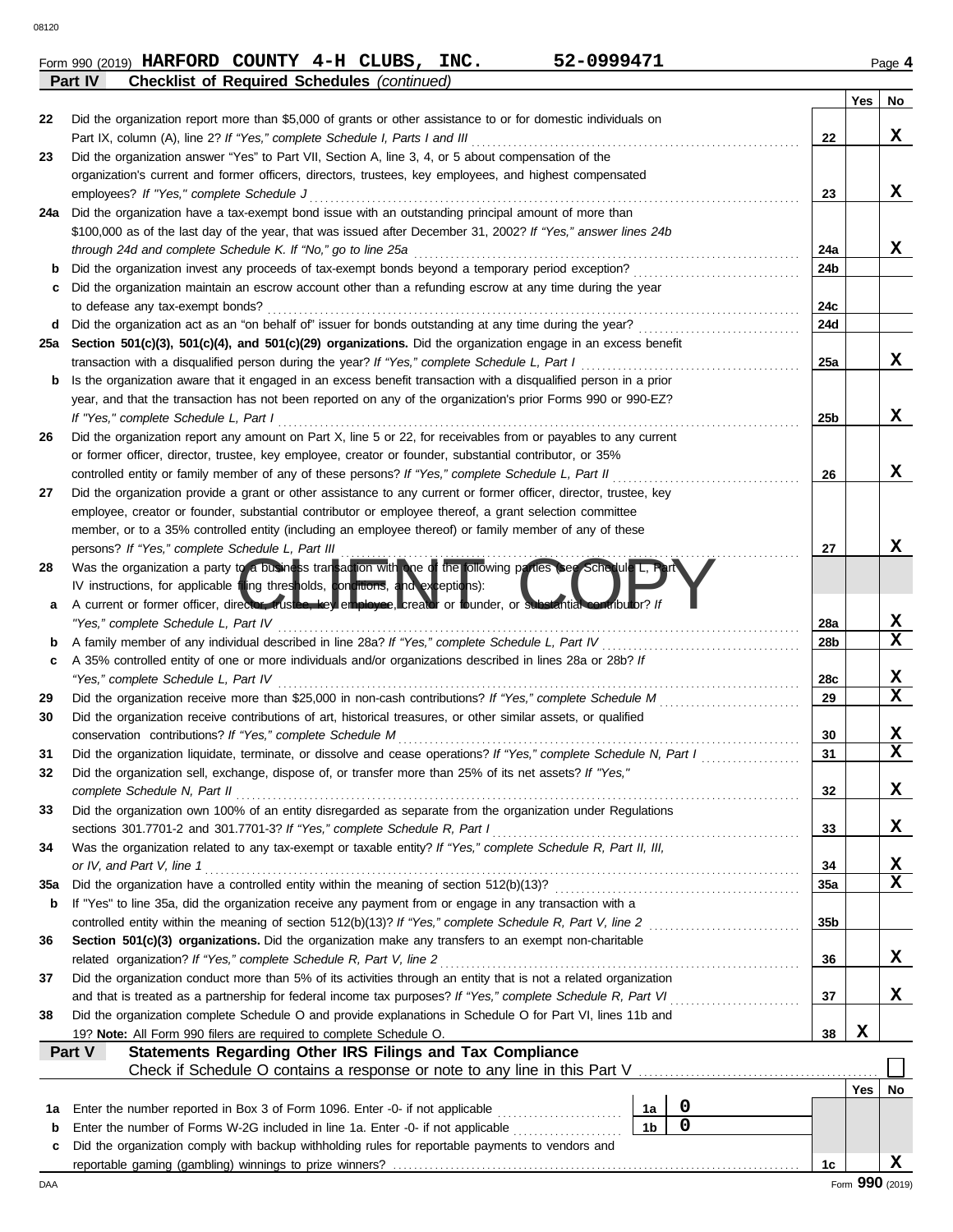Form 990 (2019) **HARFORD COUNTY 4-H CLUBS, INC.** **52-0999471** Page **4**

**Part IV** **Checklist of Required Schedules** *(continued)*

| | | | Yes | No |
|---|---|---|---|---|
| 22 | Did the organization report more than $5,000 of grants or other assistance to or for domestic individuals on Part IX, column (A), line 2? *If "Yes," complete Schedule I, Parts I and III* | 22 | | X |
| 23 | Did the organization answer "Yes" to Part VII, Section A, line 3, 4, or 5 about compensation of the organization's current and former officers, directors, trustees, key employees, and highest compensated employees? *If "Yes," complete Schedule J* | 23 | | X |
| 24a | Did the organization have a tax-exempt bond issue with an outstanding principal amount of more than $100,000 as of the last day of the year, that was issued after December 31, 2002? *If "Yes," answer lines 24b through 24d and complete Schedule K. If "No," go to line 25a* | 24a | | X |
| b | Did the organization invest any proceeds of tax-exempt bonds beyond a temporary period exception? | 24b | | |
| c | Did the organization maintain an escrow account other than a refunding escrow at any time during the year to defease any tax-exempt bonds? | 24c | | |
| d | Did the organization act as an "on behalf of" issuer for bonds outstanding at any time during the year? | 24d | | |
| 25a | **Section 501(c)(3), 501(c)(4), and 501(c)(29) organizations.** Did the organization engage in an excess benefit transaction with a disqualified person during the year? *If "Yes," complete Schedule L, Part I* | 25a | | X |
| b | Is the organization aware that it engaged in an excess benefit transaction with a disqualified person in a prior year, and that the transaction has not been reported on any of the organization's prior Forms 990 or 990-EZ? *If "Yes," complete Schedule L, Part I* | 25b | | X |
| 26 | Did the organization report any amount on Part X, line 5 or 22, for receivables from or payables to any current or former officer, director, trustee, key employee, creator or founder, substantial contributor, or 35% controlled entity or family member of any of these persons? *If "Yes," complete Schedule L, Part II* | 26 | | X |
| 27 | Did the organization provide a grant or other assistance to any current or former officer, director, trustee, key employee, creator or founder, substantial contributor or employee thereof, a grant selection committee member, or to a 35% controlled entity (including an employee thereof) or family member of any of these persons? *If "Yes," complete Schedule L, Part III* | 27 | | X |
| 28 | Was the organization a party to a business transaction with one of the following parties (see Schedule L, Part IV instructions, for applicable filing thresholds, conditions, and exceptions): | | | |
| a | A current or former officer, director, trustee, key employee, creator or founder, or substantial contributor? *If "Yes," complete Schedule L, Part IV* | 28a | | X |
| b | A family member of any individual described in line 28a? *If "Yes," complete Schedule L, Part IV* | 28b | | X |
| c | A 35% controlled entity of one or more individuals and/or organizations described in lines 28a or 28b? *If "Yes," complete Schedule L, Part IV* | 28c | | X |
| 29 | Did the organization receive more than $25,000 in non-cash contributions? *If "Yes," complete Schedule M* | 29 | | X |
| 30 | Did the organization receive contributions of art, historical treasures, or other similar assets, or qualified conservation contributions? *If "Yes," complete Schedule M* | 30 | | X |
| 31 | Did the organization liquidate, terminate, or dissolve and cease operations? *If "Yes," complete Schedule N, Part I* | 31 | | X |
| 32 | Did the organization sell, exchange, dispose of, or transfer more than 25% of its net assets? *If "Yes," complete Schedule N, Part II* | 32 | | X |
| 33 | Did the organization own 100% of an entity disregarded as separate from the organization under Regulations sections 301.7701-2 and 301.7701-3? *If "Yes," complete Schedule R, Part I* | 33 | | X |
| 34 | Was the organization related to any tax-exempt or taxable entity? *If "Yes," complete Schedule R, Part II, III, or IV, and Part V, line 1* | 34 | | X |
| 35a | Did the organization have a controlled entity within the meaning of section 512(b)(13)? | 35a | | X |
| b | If "Yes" to line 35a, did the organization receive any payment from or engage in any transaction with a controlled entity within the meaning of section 512(b)(13)? *If "Yes," complete Schedule R, Part V, line 2* | 35b | | |
| 36 | **Section 501(c)(3) organizations.** Did the organization make any transfers to an exempt non-charitable related organization? *If "Yes," complete Schedule R, Part V, line 2* | 36 | | X |
| 37 | Did the organization conduct more than 5% of its activities through an entity that is not a related organization and that is treated as a partnership for federal income tax purposes? *If "Yes," complete Schedule R, Part VI* | 37 | | X |
| 38 | Did the organization complete Schedule O and provide explanations in Schedule O for Part VI, lines 11b and 19? **Note:** All Form 990 filers are required to complete Schedule O. | 38 | X | |

**Part V** **Statements Regarding Other IRS Filings and Tax Compliance**

Check if Schedule O contains a response or note to any line in this Part V ☐

| | | | | | Yes | No |
|---|---|---|---|---|---|---|
| 1a | Enter the number reported in Box 3 of Form 1096. Enter -0- if not applicable | 1a | 0 | | | |
| b | Enter the number of Forms W-2G included in line 1a. Enter -0- if not applicable | 1b | 0 | | | |
| c | Did the organization comply with backup withholding rules for reportable payments to vendors and reportable gaming (gambling) winnings to prize winners? | | | 1c | | X |

DAA Form **990** (2019)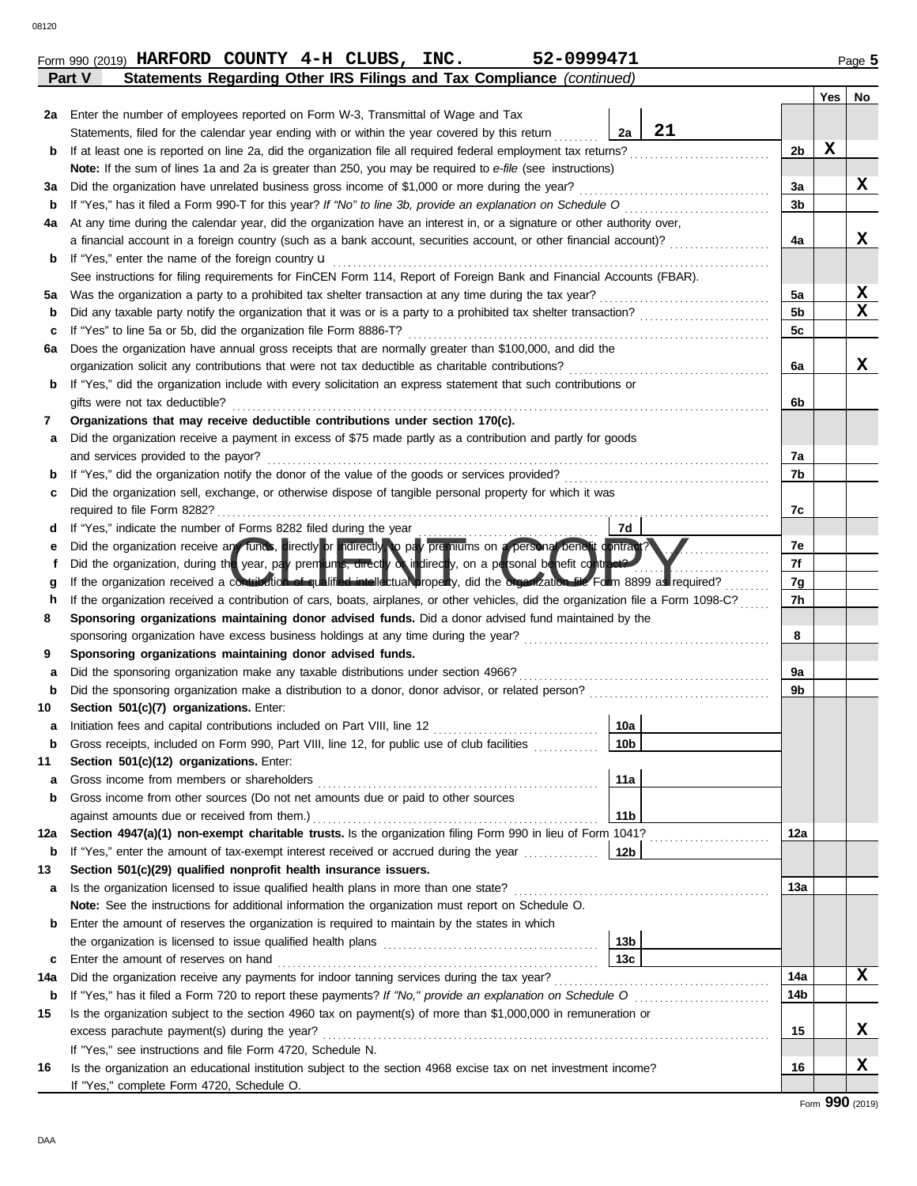Form 990 (2019) **HARFORD COUNTY 4-H CLUBS, INC.** **52-0999471**

**Part V** **Statements Regarding Other IRS Filings and Tax Compliance** *(continued)*

| | | | | Yes | No |
|---|---|---|---|---|---|
| **2a** | Enter the number of employees reported on Form W-3, Transmittal of Wage and Tax Statements, filed for the calendar year ending with or within the year covered by this return | 2a | 21 | | |
| **b** | If at least one is reported on line 2a, did the organization file all required federal employment tax returns? | | 2b | X | |
| | **Note:** If the sum of lines 1a and 2a is greater than 250, you may be required to *e-file* (see instructions) | | | | |
| **3a** | Did the organization have unrelated business gross income of $1,000 or more during the year? | | 3a | | X |
| **b** | If "Yes," has it filed a Form 990-T for this year? *If "No" to line 3b, provide an explanation on Schedule O* | | 3b | | |
| **4a** | At any time during the calendar year, did the organization have an interest in, or a signature or other authority over, a financial account in a foreign country (such as a bank account, securities account, or other financial account)? | | 4a | | X |
| **b** | If "Yes," enter the name of the foreign country u | | | | |
| | See instructions for filing requirements for FinCEN Form 114, Report of Foreign Bank and Financial Accounts (FBAR). | | | | |
| **5a** | Was the organization a party to a prohibited tax shelter transaction at any time during the tax year? | | 5a | | X |
| **b** | Did any taxable party notify the organization that it was or is a party to a prohibited tax shelter transaction? | | 5b | | X |
| **c** | If "Yes" to line 5a or 5b, did the organization file Form 8886-T? | | 5c | | |
| **6a** | Does the organization have annual gross receipts that are normally greater than $100,000, and did the organization solicit any contributions that were not tax deductible as charitable contributions? | | 6a | | X |
| **b** | If "Yes," did the organization include with every solicitation an express statement that such contributions or gifts were not tax deductible? | | 6b | | |
| **7** | **Organizations that may receive deductible contributions under section 170(c).** | | | | |
| **a** | Did the organization receive a payment in excess of $75 made partly as a contribution and partly for goods and services provided to the payor? | | 7a | | |
| **b** | If "Yes," did the organization notify the donor of the value of the goods or services provided? | | 7b | | |
| **c** | Did the organization sell, exchange, or otherwise dispose of tangible personal property for which it was required to file Form 8282? | | 7c | | |
| **d** | If "Yes," indicate the number of Forms 8282 filed during the year | 7d | | | |
| **e** | Did the organization receive any funds, directly or indirectly, to pay premiums on a personal benefit contract? | | 7e | | |
| **f** | Did the organization, during the year, pay premiums, directly or indirectly, on a personal benefit contract? | | 7f | | |
| **g** | If the organization received a contribution of qualified intellectual property, did the organization file Form 8899 as required? | | 7g | | |
| **h** | If the organization received a contribution of cars, boats, airplanes, or other vehicles, did the organization file a Form 1098-C? | | 7h | | |
| **8** | **Sponsoring organizations maintaining donor advised funds.** Did a donor advised fund maintained by the sponsoring organization have excess business holdings at any time during the year? | | 8 | | |
| **9** | **Sponsoring organizations maintaining donor advised funds.** | | | | |
| **a** | Did the sponsoring organization make any taxable distributions under section 4966? | | 9a | | |
| **b** | Did the sponsoring organization make a distribution to a donor, donor advisor, or related person? | | 9b | | |
| **10** | **Section 501(c)(7) organizations.** Enter: | | | | |
| **a** | Initiation fees and capital contributions included on Part VIII, line 12 | 10a | | | |
| **b** | Gross receipts, included on Form 990, Part VIII, line 12, for public use of club facilities | 10b | | | |
| **11** | **Section 501(c)(12) organizations.** Enter: | | | | |
| **a** | Gross income from members or shareholders | 11a | | | |
| **b** | Gross income from other sources (Do not net amounts due or paid to other sources against amounts due or received from them.) | 11b | | | |
| **12a** | **Section 4947(a)(1) non-exempt charitable trusts.** Is the organization filing Form 990 in lieu of Form 1041? | | 12a | | |
| **b** | If "Yes," enter the amount of tax-exempt interest received or accrued during the year | 12b | | | |
| **13** | **Section 501(c)(29) qualified nonprofit health insurance issuers.** | | | | |
| **a** | Is the organization licensed to issue qualified health plans in more than one state? | | 13a | | |
| | **Note:** See the instructions for additional information the organization must report on Schedule O. | | | | |
| **b** | Enter the amount of reserves the organization is required to maintain by the states in which the organization is licensed to issue qualified health plans | 13b | | | |
| **c** | Enter the amount of reserves on hand | 13c | | | |
| **14a** | Did the organization receive any payments for indoor tanning services during the tax year? | | 14a | | X |
| **b** | If "Yes," has it filed a Form 720 to report these payments? *If "No," provide an explanation on Schedule O* | | 14b | | |
| **15** | Is the organization subject to the section 4960 tax on payment(s) of more than $1,000,000 in remuneration or excess parachute payment(s) during the year? | | 15 | | X |
| | If "Yes," see instructions and file Form 4720, Schedule N. | | | | |
| **16** | Is the organization an educational institution subject to the section 4968 excise tax on net investment income? | | 16 | | X |
| | If "Yes," complete Form 4720, Schedule O. | | | | |

Form **990** (2019)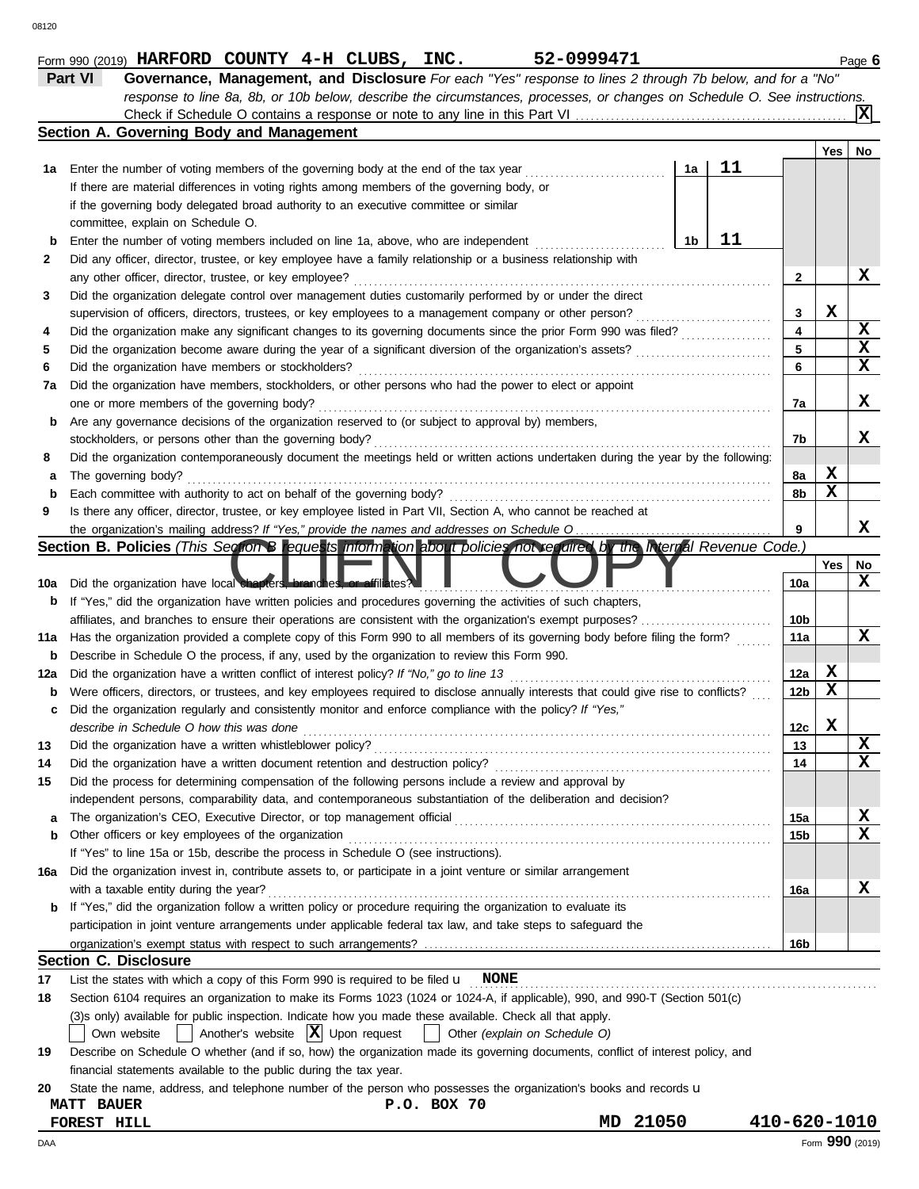Form 990 (2019) **HARFORD COUNTY 4-H CLUBS, INC.** **52-0999471** Page **6**

## Part VI Governance, Management, and Disclosure

*For each "Yes" response to lines 2 through 7b below, and for a "No" response to line 8a, 8b, or 10b below, describe the circumstances, processes, or changes on Schedule O. See instructions.*

Check if Schedule O contains a response or note to any line in this Part VI . . . . . . [X]

### Section A. Governing Body and Management

| | | | Yes | No |
|---|---|---|---|---|
| **1a** | Enter the number of voting members of the governing body at the end of the tax year . . . **1a** 11 <br> If there are material differences in voting rights among members of the governing body, or if the governing body delegated broad authority to an executive committee or similar committee, explain on Schedule O. | | | |
| **b** | Enter the number of voting members included on line 1a, above, who are independent . . . **1b** 11 | | | |
| **2** | Did any officer, director, trustee, or key employee have a family relationship or a business relationship with any other officer, director, trustee, or key employee? | 2 | | X |
| **3** | Did the organization delegate control over management duties customarily performed by or under the direct supervision of officers, directors, trustees, or key employees to a management company or other person? | 3 | X | |
| **4** | Did the organization make any significant changes to its governing documents since the prior Form 990 was filed? | 4 | | X |
| **5** | Did the organization become aware during the year of a significant diversion of the organization's assets? | 5 | | X |
| **6** | Did the organization have members or stockholders? | 6 | | X |
| **7a** | Did the organization have members, stockholders, or other persons who had the power to elect or appoint one or more members of the governing body? | 7a | | X |
| **b** | Are any governance decisions of the organization reserved to (or subject to approval by) members, stockholders, or persons other than the governing body? | 7b | | X |
| **8** | Did the organization contemporaneously document the meetings held or written actions undertaken during the year by the following: | | | |
| **a** | The governing body? | 8a | X | |
| **b** | Each committee with authority to act on behalf of the governing body? | 8b | X | |
| **9** | Is there any officer, director, trustee, or key employee listed in Part VII, Section A, who cannot be reached at the organization's mailing address? *If "Yes," provide the names and addresses on Schedule O* | 9 | | X |

### Section B. Policies *(This Section B requests information about policies not required by the Internal Revenue Code.)*

| | | | Yes | No |
|---|---|---|---|---|
| **10a** | Did the organization have local chapters, branches, or affiliates? | 10a | | X |
| **b** | If "Yes," did the organization have written policies and procedures governing the activities of such chapters, affiliates, and branches to ensure their operations are consistent with the organization's exempt purposes? | 10b | | |
| **11a** | Has the organization provided a complete copy of this Form 990 to all members of its governing body before filing the form? | 11a | | X |
| **b** | Describe in Schedule O the process, if any, used by the organization to review this Form 990. | | | |
| **12a** | Did the organization have a written conflict of interest policy? *If "No," go to line 13* | 12a | X | |
| **b** | Were officers, directors, or trustees, and key employees required to disclose annually interests that could give rise to conflicts? | 12b | X | |
| **c** | Did the organization regularly and consistently monitor and enforce compliance with the policy? *If "Yes," describe in Schedule O how this was done* | 12c | X | |
| **13** | Did the organization have a written whistleblower policy? | 13 | | X |
| **14** | Did the organization have a written document retention and destruction policy? | 14 | | X |
| **15** | Did the process for determining compensation of the following persons include a review and approval by independent persons, comparability data, and contemporaneous substantiation of the deliberation and decision? | | | |
| **a** | The organization's CEO, Executive Director, or top management official | 15a | | X |
| **b** | Other officers or key employees of the organization <br> If "Yes" to line 15a or 15b, describe the process in Schedule O (see instructions). | 15b | | X |
| **16a** | Did the organization invest in, contribute assets to, or participate in a joint venture or similar arrangement with a taxable entity during the year? | 16a | | X |
| **b** | If "Yes," did the organization follow a written policy or procedure requiring the organization to evaluate its participation in joint venture arrangements under applicable federal tax law, and take steps to safeguard the organization's exempt status with respect to such arrangements? | 16b | | |

### Section C. Disclosure

**17** List the states with which a copy of this Form 990 is required to be filed u **NONE**

**18** Section 6104 requires an organization to make its Forms 1023 (1024 or 1024-A, if applicable), 990, and 990-T (Section 501(c)(3)s only) available for public inspection. Indicate how you made these available. Check all that apply.

[ ] Own website [ ] Another's website [X] Upon request [ ] Other *(explain on Schedule O)*

**19** Describe on Schedule O whether (and if so, how) the organization made its governing documents, conflict of interest policy, and financial statements available to the public during the tax year.

**20** State the name, address, and telephone number of the person who possesses the organization's books and records u

MATT BAUER P.O. BOX 70
FOREST HILL MD 21050 410-620-1010

Form **990** (2019)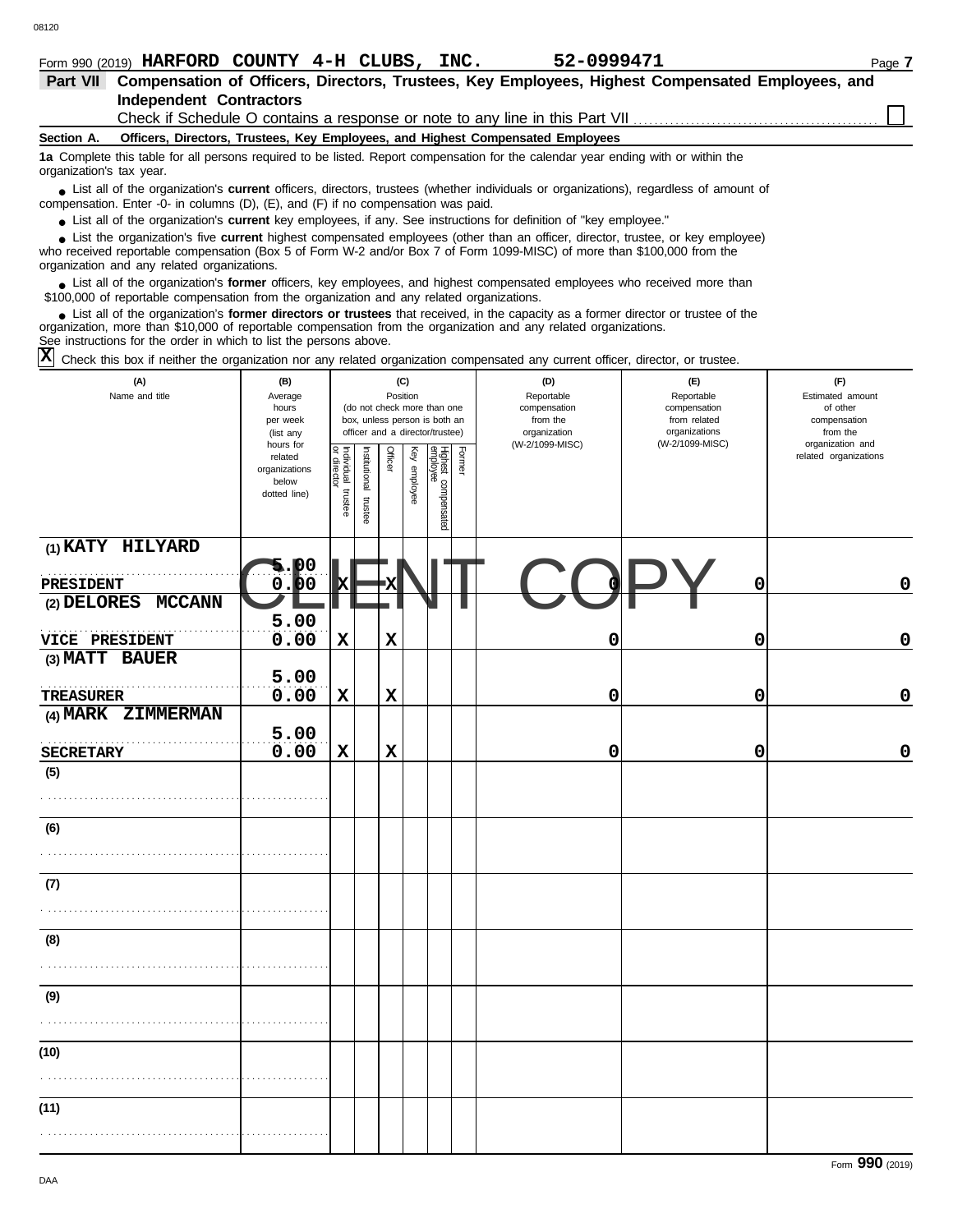Form 990 (2019) **HARFORD COUNTY 4-H CLUBS, INC.** **52-0999471**

## Part VII Compensation of Officers, Directors, Trustees, Key Employees, Highest Compensated Employees, and Independent Contractors

Check if Schedule O contains a response or note to any line in this Part VII ☐

**Section A. Officers, Directors, Trustees, Key Employees, and Highest Compensated Employees**

**1a** Complete this table for all persons required to be listed. Report compensation for the calendar year ending with or within the organization's tax year.

- List all of the organization's **current** officers, directors, trustees (whether individuals or organizations), regardless of amount of compensation. Enter -0- in columns (D), (E), and (F) if no compensation was paid.
- List all of the organization's **current** key employees, if any. See instructions for definition of "key employee."
- List the organization's five **current** highest compensated employees (other than an officer, director, trustee, or key employee) who received reportable compensation (Box 5 of Form W-2 and/or Box 7 of Form 1099-MISC) of more than $100,000 from the organization and any related organizations.
- List all of the organization's **former** officers, key employees, and highest compensated employees who received more than $100,000 of reportable compensation from the organization and any related organizations.
- List all of the organization's **former directors or trustees** that received, in the capacity as a former director or trustee of the organization, more than $10,000 of reportable compensation from the organization and any related organizations.

See instructions for the order in which to list the persons above.

☒ Check this box if neither the organization nor any related organization compensated any current officer, director, or trustee.

| (A) Name and title | (B) Average hours per week (list any hours for related organizations below dotted line) | (C) Position: Individual trustee or director | Institutional trustee | Officer | Key employee | Highest compensated employee | Former | (D) Reportable compensation from the organization (W-2/1099-MISC) | (E) Reportable compensation from related organizations (W-2/1099-MISC) | (F) Estimated amount of other compensation from the organization and related organizations |
|---|---|---|---|---|---|---|---|---|---|---|
| (1) KATY HILYARD<br>PRESIDENT | 5.00<br>0.00 | X | | X | | | | 0 | 0 | 0 |
| (2) DELORES MCCANN<br>VICE PRESIDENT | 5.00<br>0.00 | X | | X | | | | 0 | 0 | 0 |
| (3) MATT BAUER<br>TREASURER | 5.00<br>0.00 | X | | X | | | | 0 | 0 | 0 |
| (4) MARK ZIMMERMAN<br>SECRETARY | 5.00<br>0.00 | X | | X | | | | 0 | 0 | 0 |
| (5) | | | | | | | | | | |
| (6) | | | | | | | | | | |
| (7) | | | | | | | | | | |
| (8) | | | | | | | | | | |
| (9) | | | | | | | | | | |
| (10) | | | | | | | | | | |
| (11) | | | | | | | | | | |

CLIENT COPY

Form **990** (2019)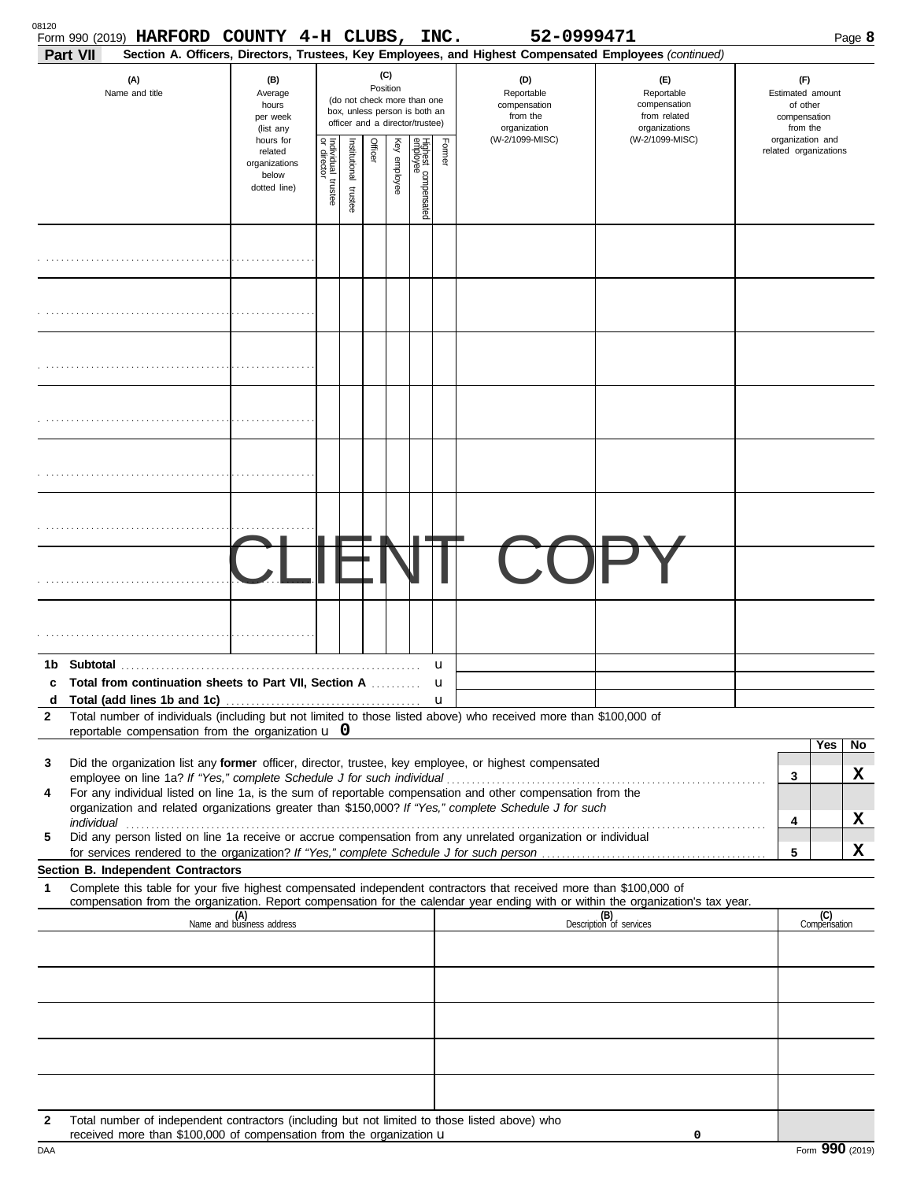Form 990 (2019) **HARFORD COUNTY 4-H CLUBS, INC.** 52-0999471

**Part VII** **Section A. Officers, Directors, Trustees, Key Employees, and Highest Compensated Employees** *(continued)*

| (A) Name and title | (B) Average hours per week (list any hours for related organizations below dotted line) | (C) Position (do not check more than one box, unless person is both an officer and a director/trustee) | | | | | | (D) Reportable compensation from the organization (W-2/1099-MISC) | (E) Reportable compensation from related organizations (W-2/1099-MISC) | (F) Estimated amount of other compensation from the organization and related organizations |
|---|---|---|---|---|---|---|---|---|---|---|
| | | Individual trustee or director | Institutional trustee | Officer | Key employee | Highest compensated employee | Former | | | |
| | | | | | | | | | | |
| | | | | | | | | | | |
| | | | | | | | | | | |
| | | | | | | | | | | |
| | | | | | | | | | | |
| | | | | | | | | | | |
| | | | | | | | | | | |
| | | | | | | | | | | |

CLIENT COPY

**1b Subtotal** ► 

**c Total from continuation sheets to Part VII, Section A** ► 

**d Total (add lines 1b and 1c)** ► 

**2** Total number of individuals (including but not limited to those listed above) who received more than $100,000 of reportable compensation from the organization ► 0

| | | Yes | No |
|---|---|---|---|
| **3** Did the organization list any **former** officer, director, trustee, key employee, or highest compensated employee on line 1a? *If "Yes," complete Schedule J for such individual* | 3 | | X |
| **4** For any individual listed on line 1a, is the sum of reportable compensation and other compensation from the organization and related organizations greater than $150,000? *If "Yes," complete Schedule J for such individual* | 4 | | X |
| **5** Did any person listed on line 1a receive or accrue compensation from any unrelated organization or individual for services rendered to the organization? *If "Yes," complete Schedule J for such person* | 5 | | X |

**Section B. Independent Contractors**

**1** Complete this table for your five highest compensated independent contractors that received more than $100,000 of compensation from the organization. Report compensation for the calendar year ending with or within the organization's tax year.

| (A) Name and business address | (B) Description of services | (C) Compensation |
|---|---|---|
| | | |
| | | |
| | | |
| | | |
| | | |

**2** Total number of independent contractors (including but not limited to those listed above) who received more than $100,000 of compensation from the organization ► 0

DAA Form **990** (2019)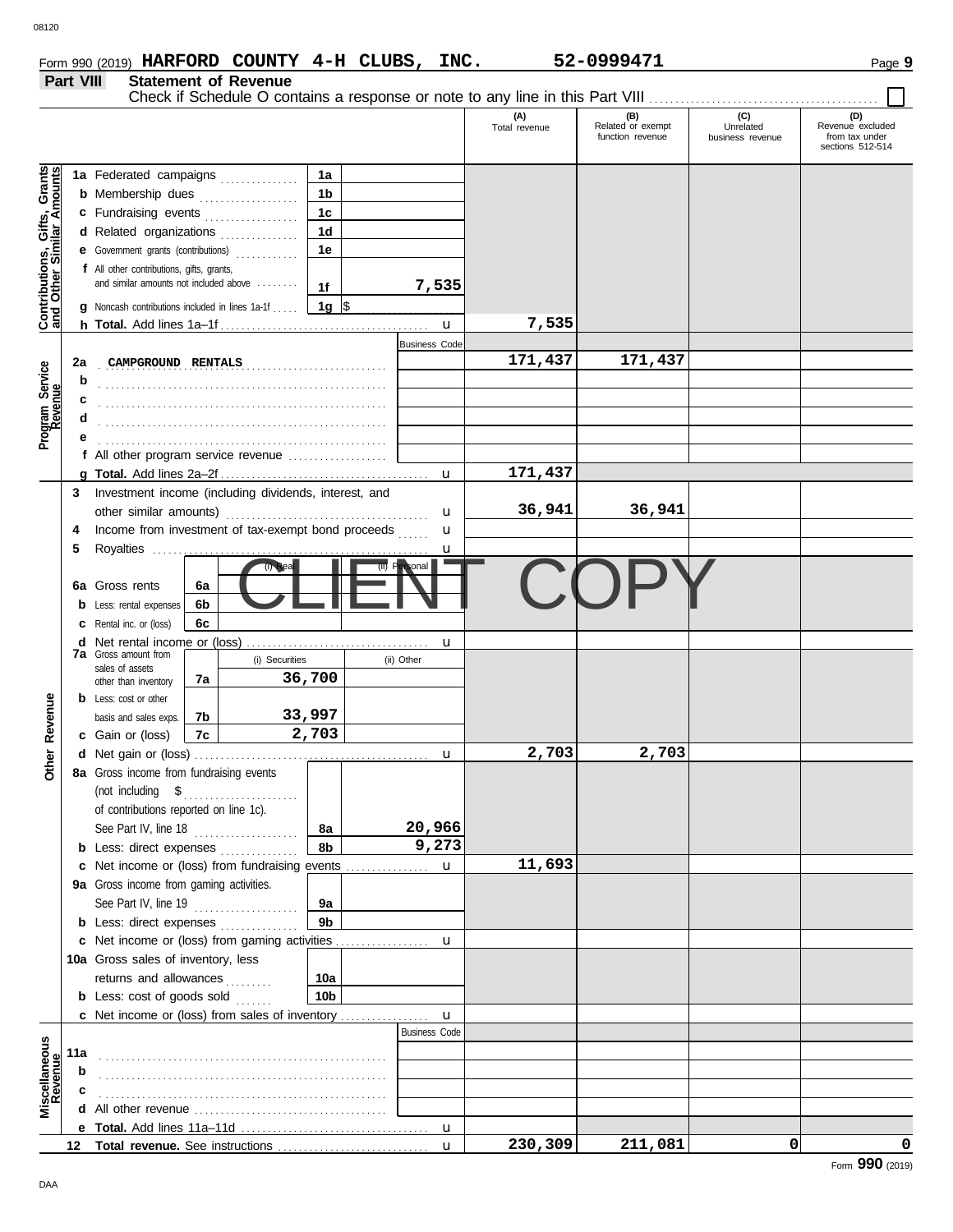Form 990 (2019) **HARFORD COUNTY 4-H CLUBS, INC.** **52-0999471** Page **9**

**Part VIII** **Statement of Revenue**

Check if Schedule O contains a response or note to any line in this Part VIII ☐

| | | | | (A) Total revenue | (B) Related or exempt function revenue | (C) Unrelated business revenue | (D) Revenue excluded from tax under sections 512-514 |
|---|---|---|---|---|---|---|---|
| **Contributions, Gifts, Grants and Other Similar Amounts** | **1a** Federated campaigns | 1a | | | | | |
| | **b** Membership dues | 1b | | | | | |
| | **c** Fundraising events | 1c | | | | | |
| | **d** Related organizations | 1d | | | | | |
| | **e** Government grants (contributions) | 1e | | | | | |
| | **f** All other contributions, gifts, grants, and similar amounts not included above | 1f | 7,535 | | | | |
| | **g** Noncash contributions included in lines 1a-1f | 1g | $ | | | | |
| | **h Total.** Add lines 1a–1f | | | 7,535 | | | |
| **Program Service Revenue** | | | Business Code | | | | |
| | **2a** CAMPGROUND RENTALS | | | 171,437 | 171,437 | | |
| | **b** | | | | | | |
| | **c** | | | | | | |
| | **d** | | | | | | |
| | **e** | | | | | | |
| | **f** All other program service revenue | | | | | | |
| | **g Total.** Add lines 2a–2f | | | 171,437 | | | |
| **Other Revenue** | **3** Investment income (including dividends, interest, and other similar amounts) | | | 36,941 | 36,941 | | |
| | **4** Income from investment of tax-exempt bond proceeds | | | | | | |
| | **5** Royalties | | | | | | |
| | | | (i) Real / (ii) Personal | | | | |
| | **6a** Gross rents | 6a | | | | | |
| | **b** Less: rental expenses | 6b | | | | | |
| | **c** Rental inc. or (loss) | 6c | | | | | |
| | **d** Net rental income or (loss) | | | | | | |
| | **7a** Gross amount from sales of assets other than inventory | 7a | (i) Securities: 36,700 / (ii) Other: | | | | |
| | **b** Less: cost or other basis and sales exps. | 7b | (i) Securities: 33,997 / (ii) Other: | | | | |
| | **c** Gain or (loss) | 7c | (i) Securities: 2,703 / (ii) Other: | | | | |
| | **d** Net gain or (loss) | | | 2,703 | 2,703 | | |
| | **8a** Gross income from fundraising events (not including $ of contributions reported on line 1c). See Part IV, line 18 | 8a | 20,966 | | | | |
| | **b** Less: direct expenses | 8b | 9,273 | | | | |
| | **c** Net income or (loss) from fundraising events | | | 11,693 | | | |
| | **9a** Gross income from gaming activities. See Part IV, line 19 | 9a | | | | | |
| | **b** Less: direct expenses | 9b | | | | | |
| | **c** Net income or (loss) from gaming activities | | | | | | |
| | **10a** Gross sales of inventory, less returns and allowances | 10a | | | | | |
| | **b** Less: cost of goods sold | 10b | | | | | |
| | **c** Net income or (loss) from sales of inventory | | | | | | |
| **Miscellaneous Revenue** | | | Business Code | | | | |
| | **11a** | | | | | | |
| | **b** | | | | | | |
| | **c** | | | | | | |
| | **d** All other revenue | | | | | | |
| | **e Total.** Add lines 11a–11d | | | | | | |
| | **12 Total revenue.** See instructions | | | 230,309 | 211,081 | 0 | 0 |

CLIENT COPY

Form **990** (2019)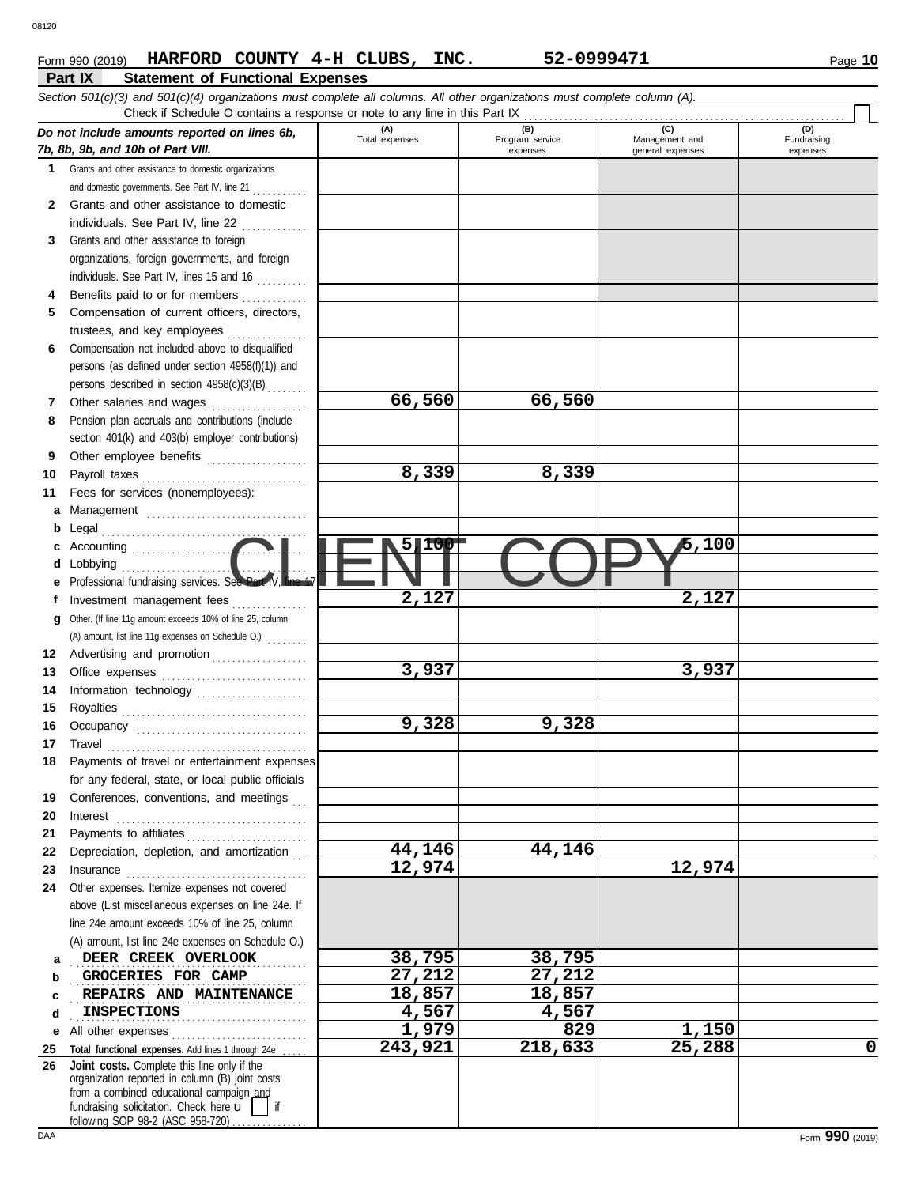Form 990 (2019) **HARFORD COUNTY 4-H CLUBS, INC.** **52-0999471**

## Part IX Statement of Functional Expenses

*Section 501(c)(3) and 501(c)(4) organizations must complete all columns. All other organizations must complete column (A).*

Check if Schedule O contains a response or note to any line in this Part IX

| *Do not include amounts reported on lines 6b, 7b, 8b, 9b, and 10b of Part VIII.* | (A) Total expenses | (B) Program service expenses | (C) Management and general expenses | (D) Fundraising expenses |
|---|---|---|---|---|
| 1 Grants and other assistance to domestic organizations and domestic governments. See Part IV, line 21 | | | | |
| 2 Grants and other assistance to domestic individuals. See Part IV, line 22 | | | | |
| 3 Grants and other assistance to foreign organizations, foreign governments, and foreign individuals. See Part IV, lines 15 and 16 | | | | |
| 4 Benefits paid to or for members | | | | |
| 5 Compensation of current officers, directors, trustees, and key employees | | | | |
| 6 Compensation not included above to disqualified persons (as defined under section 4958(f)(1)) and persons described in section 4958(c)(3)(B) | | | | |
| 7 Other salaries and wages | 66,560 | 66,560 | | |
| 8 Pension plan accruals and contributions (include section 401(k) and 403(b) employer contributions) | | | | |
| 9 Other employee benefits | | | | |
| 10 Payroll taxes | 8,339 | 8,339 | | |
| 11 Fees for services (nonemployees): | | | | |
| a Management | | | | |
| b Legal | | | | |
| c Accounting | 5,100 | | 5,100 | |
| d Lobbying | | | | |
| e Professional fundraising services. See Part IV, line 17 | | | | |
| f Investment management fees | 2,127 | | 2,127 | |
| g Other. (If line 11g amount exceeds 10% of line 25, column (A) amount, list line 11g expenses on Schedule O.) | | | | |
| 12 Advertising and promotion | | | | |
| 13 Office expenses | 3,937 | | 3,937 | |
| 14 Information technology | | | | |
| 15 Royalties | | | | |
| 16 Occupancy | 9,328 | 9,328 | | |
| 17 Travel | | | | |
| 18 Payments of travel or entertainment expenses for any federal, state, or local public officials | | | | |
| 19 Conferences, conventions, and meetings | | | | |
| 20 Interest | | | | |
| 21 Payments to affiliates | | | | |
| 22 Depreciation, depletion, and amortization | 44,146 | 44,146 | | |
| 23 Insurance | 12,974 | | 12,974 | |
| 24 Other expenses. Itemize expenses not covered above (List miscellaneous expenses on line 24e. If line 24e amount exceeds 10% of line 25, column (A) amount, list line 24e expenses on Schedule O.) | | | | |
| a DEER CREEK OVERLOOK | 38,795 | 38,795 | | |
| b GROCERIES FOR CAMP | 27,212 | 27,212 | | |
| c REPAIRS AND MAINTENANCE | 18,857 | 18,857 | | |
| d INSPECTIONS | 4,567 | 4,567 | | |
| e All other expenses | 1,979 | 829 | 1,150 | |
| 25 **Total functional expenses.** Add lines 1 through 24e | 243,921 | 218,633 | 25,288 | 0 |
| 26 **Joint costs.** Complete this line only if the organization reported in column (B) joint costs from a combined educational campaign and fundraising solicitation. Check here ☐ if following SOP 98-2 (ASC 958-720) | | | | |

CLIENT COPY

Form **990** (2019)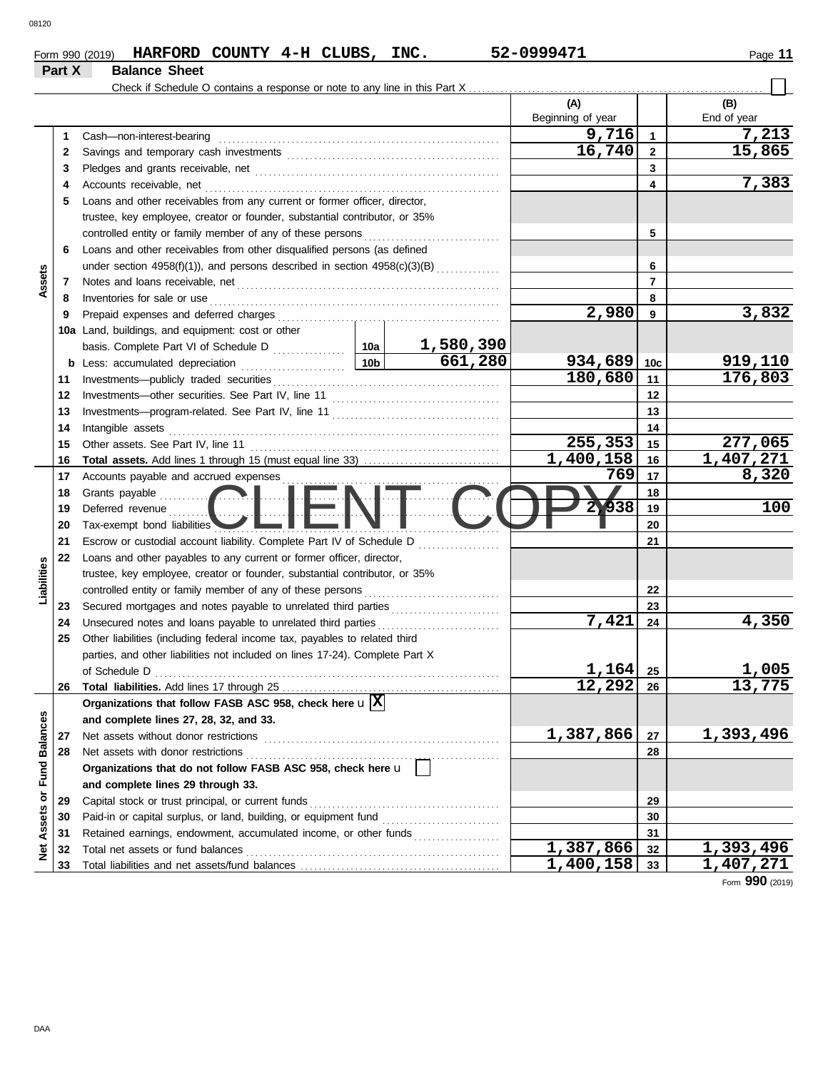Form 990 (2019) **HARFORD COUNTY 4-H CLUBS, INC.** 52-0999471

## Part X Balance Sheet

Check if Schedule O contains a response or note to any line in this Part X ☐

| | | | | | (A) Beginning of year | | (B) End of year |
|---|---|---|---|---|---|---|---|
| Assets | 1 | Cash—non-interest-bearing | | | 9,716 | 1 | 7,213 |
| | 2 | Savings and temporary cash investments | | | 16,740 | 2 | 15,865 |
| | 3 | Pledges and grants receivable, net | | | | 3 | |
| | 4 | Accounts receivable, net | | | | 4 | 7,383 |
| | 5 | Loans and other receivables from any current or former officer, director, trustee, key employee, creator or founder, substantial contributor, or 35% controlled entity or family member of any of these persons | | | | 5 | |
| | 6 | Loans and other receivables from other disqualified persons (as defined under section 4958(f)(1)), and persons described in section 4958(c)(3)(B) | | | | 6 | |
| | 7 | Notes and loans receivable, net | | | | 7 | |
| | 8 | Inventories for sale or use | | | | 8 | |
| | 9 | Prepaid expenses and deferred charges | | | 2,980 | 9 | 3,832 |
| | 10a | Land, buildings, and equipment: cost or other basis. Complete Part VI of Schedule D | 10a | 1,580,390 | | | |
| | b | Less: accumulated depreciation | 10b | 661,280 | 934,689 | 10c | 919,110 |
| | 11 | Investments—publicly traded securities | | | 180,680 | 11 | 176,803 |
| | 12 | Investments—other securities. See Part IV, line 11 | | | | 12 | |
| | 13 | Investments—program-related. See Part IV, line 11 | | | | 13 | |
| | 14 | Intangible assets | | | | 14 | |
| | 15 | Other assets. See Part IV, line 11 | | | 255,353 | 15 | 277,065 |
| | 16 | **Total assets.** Add lines 1 through 15 (must equal line 33) | | | 1,400,158 | 16 | 1,407,271 |
| Liabilities | 17 | Accounts payable and accrued expenses | | | 769 | 17 | 8,320 |
| | 18 | Grants payable | | | | 18 | |
| | 19 | Deferred revenue | | | 2,938 | 19 | 100 |
| | 20 | Tax-exempt bond liabilities | | | | 20 | |
| | 21 | Escrow or custodial account liability. Complete Part IV of Schedule D | | | | 21 | |
| | 22 | Loans and other payables to any current or former officer, director, trustee, key employee, creator or founder, substantial contributor, or 35% controlled entity or family member of any of these persons | | | | 22 | |
| | 23 | Secured mortgages and notes payable to unrelated third parties | | | | 23 | |
| | 24 | Unsecured notes and loans payable to unrelated third parties | | | 7,421 | 24 | 4,350 |
| | 25 | Other liabilities (including federal income tax, payables to related third parties, and other liabilities not included on lines 17-24). Complete Part X of Schedule D | | | 1,164 | 25 | 1,005 |
| | 26 | **Total liabilities.** Add lines 17 through 25 | | | 12,292 | 26 | 13,775 |
| Net Assets or Fund Balances | | **Organizations that follow FASB ASC 958, check here** ☒ **and complete lines 27, 28, 32, and 33.** | | | | | |
| | 27 | Net assets without donor restrictions | | | 1,387,866 | 27 | 1,393,496 |
| | 28 | Net assets with donor restrictions | | | | 28 | |
| | | **Organizations that do not follow FASB ASC 958, check here** ☐ **and complete lines 29 through 33.** | | | | | |
| | 29 | Capital stock or trust principal, or current funds | | | | 29 | |
| | 30 | Paid-in or capital surplus, or land, building, or equipment fund | | | | 30 | |
| | 31 | Retained earnings, endowment, accumulated income, or other funds | | | | 31 | |
| | 32 | Total net assets or fund balances | | | 1,387,866 | 32 | 1,393,496 |
| | 33 | Total liabilities and net assets/fund balances | | | 1,400,158 | 33 | 1,407,271 |

CLIENT COPY

Form **990** (2019)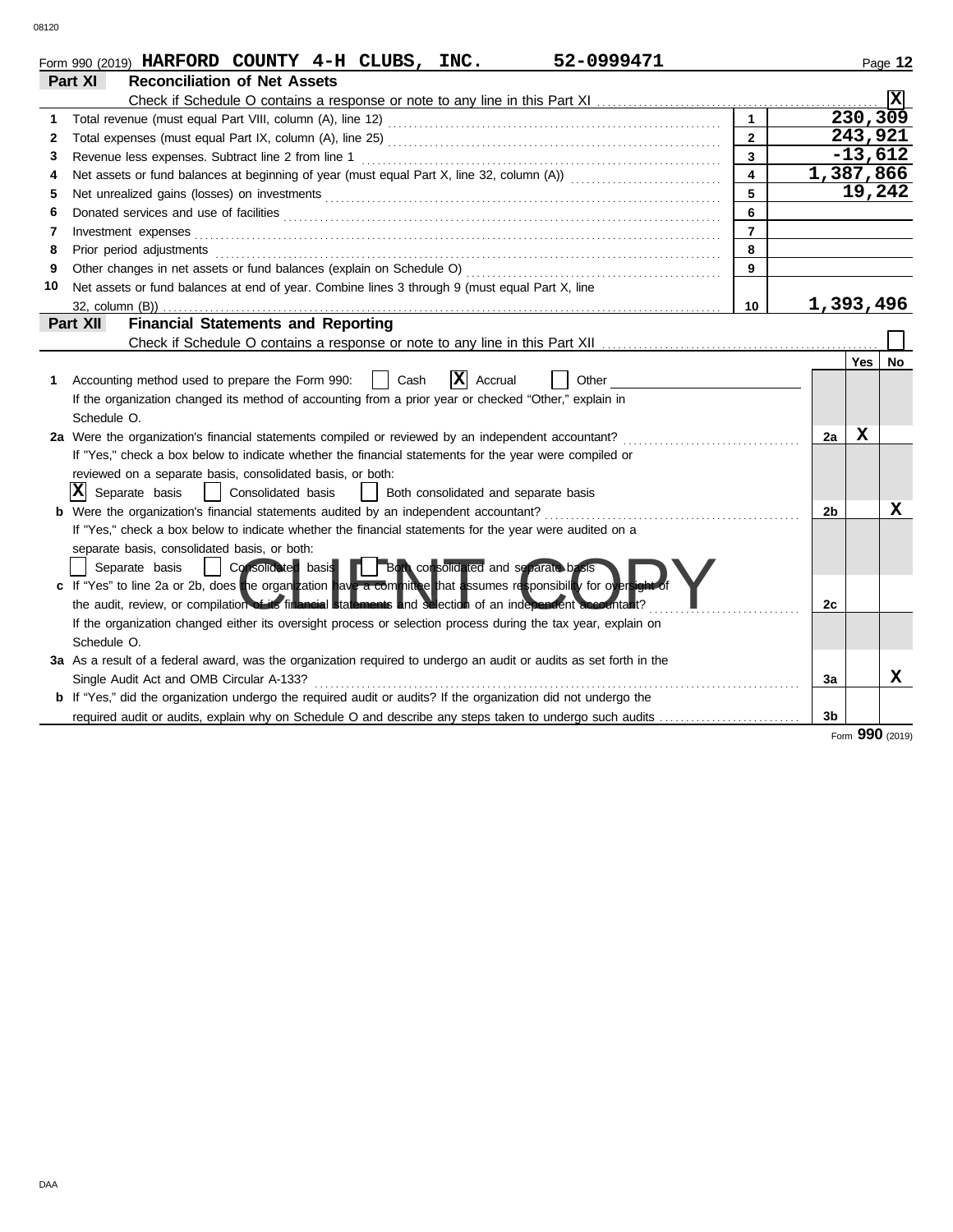Form 990 (2019) **HARFORD COUNTY 4-H CLUBS, INC.** **52-0999471**

## Part XI Reconciliation of Net Assets

Check if Schedule O contains a response or note to any line in this Part XI ☒

| | | | |
|---|---|---|---|
| 1 | Total revenue (must equal Part VIII, column (A), line 12) | 1 | 230,309 |
| 2 | Total expenses (must equal Part IX, column (A), line 25) | 2 | 243,921 |
| 3 | Revenue less expenses. Subtract line 2 from line 1 | 3 | -13,612 |
| 4 | Net assets or fund balances at beginning of year (must equal Part X, line 32, column (A)) | 4 | 1,387,866 |
| 5 | Net unrealized gains (losses) on investments | 5 | 19,242 |
| 6 | Donated services and use of facilities | 6 | |
| 7 | Investment expenses | 7 | |
| 8 | Prior period adjustments | 8 | |
| 9 | Other changes in net assets or fund balances (explain on Schedule O) | 9 | |
| 10 | Net assets or fund balances at end of year. Combine lines 3 through 9 (must equal Part X, line 32, column (B)) | 10 | 1,393,496 |

## Part XII Financial Statements and Reporting

Check if Schedule O contains a response or note to any line in this Part XII ☐

| | | | Yes | No |
|---|---|---|---|---|
| 1 | Accounting method used to prepare the Form 990: ☐ Cash ☒ Accrual ☐ Other<br>If the organization changed its method of accounting from a prior year or checked "Other," explain in Schedule O. | | | |
| 2a | Were the organization's financial statements compiled or reviewed by an independent accountant? | 2a | X | |
| | If "Yes," check a box below to indicate whether the financial statements for the year were compiled or reviewed on a separate basis, consolidated basis, or both:<br>☒ Separate basis ☐ Consolidated basis ☐ Both consolidated and separate basis | | | |
| b | Were the organization's financial statements audited by an independent accountant? | 2b | | X |
| | If "Yes," check a box below to indicate whether the financial statements for the year were audited on a separate basis, consolidated basis, or both:<br>☐ Separate basis ☐ Consolidated basis ☐ Both consolidated and separate basis | | | |
| c | If "Yes" to line 2a or 2b, does the organization have a committee that assumes responsibility for oversight of the audit, review, or compilation of its financial statements and selection of an independent accountant? | 2c | | |
| | If the organization changed either its oversight process or selection process during the tax year, explain on Schedule O. | | | |
| 3a | As a result of a federal award, was the organization required to undergo an audit or audits as set forth in the Single Audit Act and OMB Circular A-133? | 3a | | X |
| b | If "Yes," did the organization undergo the required audit or audits? If the organization did not undergo the required audit or audits, explain why on Schedule O and describe any steps taken to undergo such audits | 3b | | |

Form **990** (2019)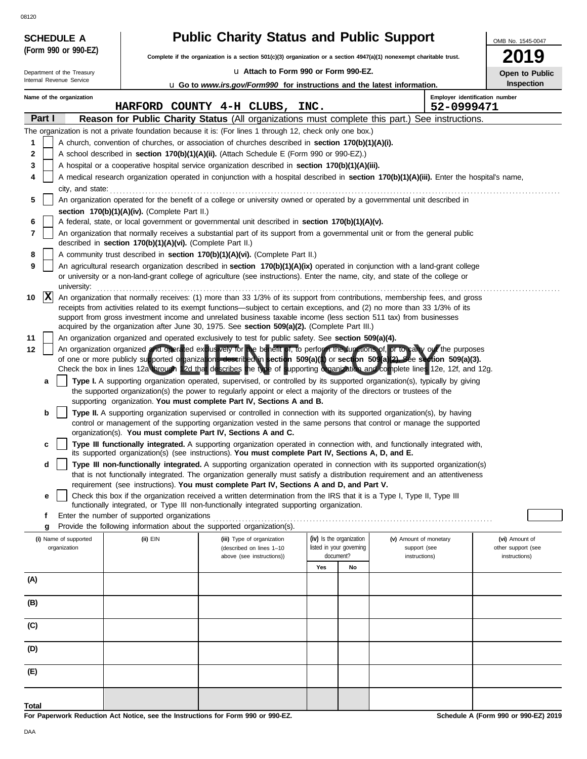08120

**SCHEDULE A (Form 990 or 990-EZ)**

Department of the Treasury
Internal Revenue Service

# Public Charity Status and Public Support

**Complete if the organization is a section 501(c)(3) organization or a section 4947(a)(1) nonexempt charitable trust.**

u **Attach to Form 990 or Form 990-EZ.**

u **Go to *www.irs.gov/Form990* for instructions and the latest information.**

OMB No. 1545-0047

**2019**

**Open to Public Inspection**

Name of the organization: HARFORD COUNTY 4-H CLUBS, INC.

Employer identification number: 52-0999471

**Part I — Reason for Public Charity Status** (All organizations must complete this part.) See instructions.

The organization is not a private foundation because it is: (For lines 1 through 12, check only one box.)

1 [ ] A church, convention of churches, or association of churches described in **section 170(b)(1)(A)(i).**

2 [ ] A school described in **section 170(b)(1)(A)(ii).** (Attach Schedule E (Form 990 or 990-EZ).)

3 [ ] A hospital or a cooperative hospital service organization described in **section 170(b)(1)(A)(iii).**

4 [ ] A medical research organization operated in conjunction with a hospital described in **section 170(b)(1)(A)(iii).** Enter the hospital's name, city, and state:

5 [ ] An organization operated for the benefit of a college or university owned or operated by a governmental unit described in **section 170(b)(1)(A)(iv).** (Complete Part II.)

6 [ ] A federal, state, or local government or governmental unit described in **section 170(b)(1)(A)(v).**

7 [ ] An organization that normally receives a substantial part of its support from a governmental unit or from the general public described in **section 170(b)(1)(A)(vi).** (Complete Part II.)

8 [ ] A community trust described in **section 170(b)(1)(A)(vi).** (Complete Part II.)

9 [ ] An agricultural research organization described in **section 170(b)(1)(A)(ix)** operated in conjunction with a land-grant college or university or a non-land-grant college of agriculture (see instructions). Enter the name, city, and state of the college or university:

10 [X] An organization that normally receives: (1) more than 33 1/3% of its support from contributions, membership fees, and gross receipts from activities related to its exempt functions—subject to certain exceptions, and (2) no more than 33 1/3% of its support from gross investment income and unrelated business taxable income (less section 511 tax) from businesses acquired by the organization after June 30, 1975. See **section 509(a)(2).** (Complete Part III.)

11 [ ] An organization organized and operated exclusively to test for public safety. See **section 509(a)(4).**

12 [ ] An organization organized and operated exclusively for the benefit of, to perform the functions of, or to carry out the purposes of one or more publicly supported organizations described in **section 509(a)(1)** or **section 509(a)(2).** See **section 509(a)(3).** Check the box in lines 12a through 12d that describes the type of supporting organization and complete lines 12e, 12f, and 12g.

a [ ] **Type I.** A supporting organization operated, supervised, or controlled by its supported organization(s), typically by giving the supported organization(s) the power to regularly appoint or elect a majority of the directors or trustees of the supporting organization. **You must complete Part IV, Sections A and B.**

b [ ] **Type II.** A supporting organization supervised or controlled in connection with its supported organization(s), by having control or management of the supporting organization vested in the same persons that control or manage the supported organization(s). **You must complete Part IV, Sections A and C.**

c [ ] **Type III functionally integrated.** A supporting organization operated in connection with, and functionally integrated with, its supported organization(s) (see instructions). **You must complete Part IV, Sections A, D, and E.**

d [ ] **Type III non-functionally integrated.** A supporting organization operated in connection with its supported organization(s) that is not functionally integrated. The organization generally must satisfy a distribution requirement and an attentiveness requirement (see instructions). **You must complete Part IV, Sections A and D, and Part V.**

e [ ] Check this box if the organization received a written determination from the IRS that it is a Type I, Type II, Type III functionally integrated, or Type III non-functionally integrated supporting organization.

f Enter the number of supported organizations

g Provide the following information about the supported organization(s).

| (i) Name of supported organization | (ii) EIN | (iii) Type of organization (described on lines 1–10 above (see instructions)) | (iv) Is the organization listed in your governing document? Yes | No | (v) Amount of monetary support (see instructions) | (vi) Amount of other support (see instructions) |
|---|---|---|---|---|---|---|
| (A) | | | | | | |
| (B) | | | | | | |
| (C) | | | | | | |
| (D) | | | | | | |
| (E) | | | | | | |
| Total | | | | | | |

**For Paperwork Reduction Act Notice, see the Instructions for Form 990 or 990-EZ.**

**Schedule A (Form 990 or 990-EZ) 2019**

DAA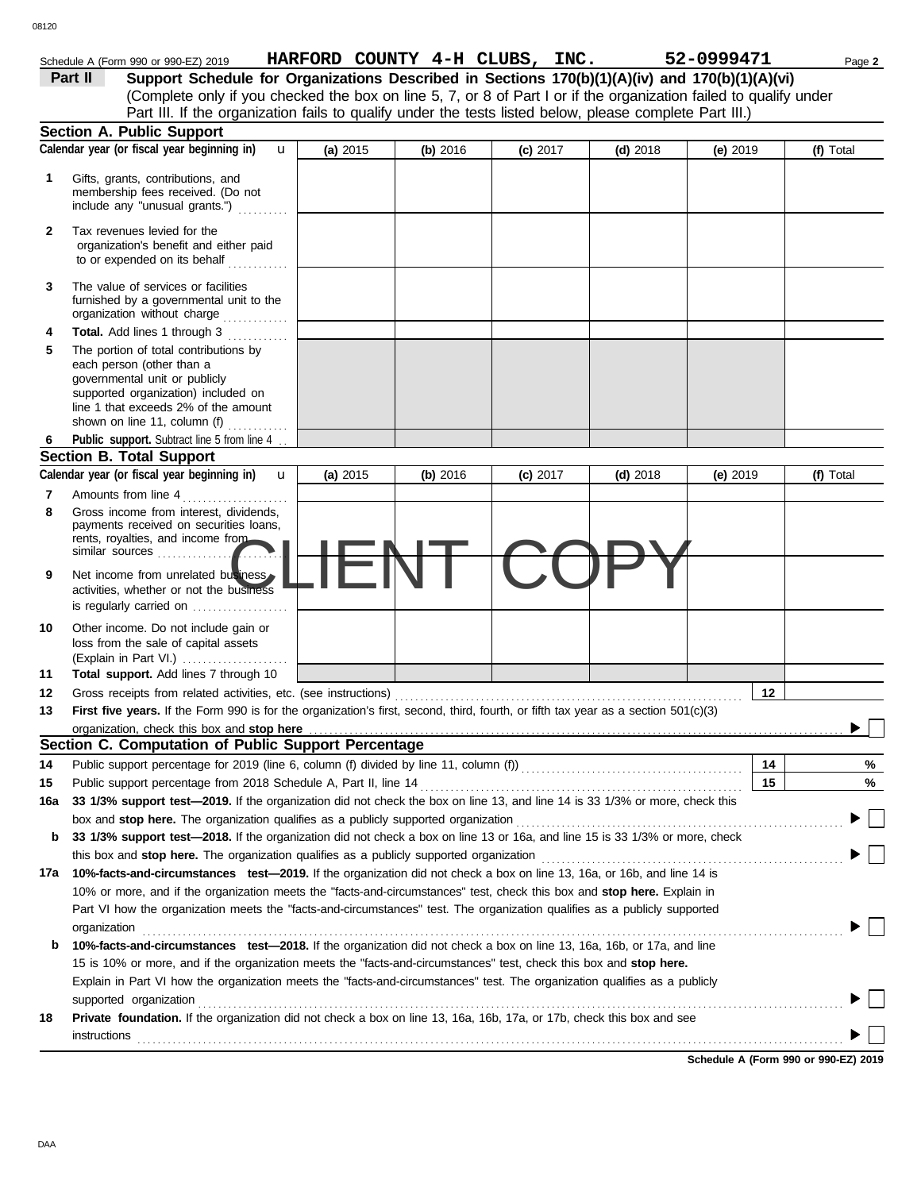Schedule A (Form 990 or 990-EZ) 2019 **HARFORD COUNTY 4-H CLUBS, INC.** 52-0999471 Page **2**

## Part II Support Schedule for Organizations Described in Sections 170(b)(1)(A)(iv) and 170(b)(1)(A)(vi)

(Complete only if you checked the box on line 5, 7, or 8 of Part I or if the organization failed to qualify under Part III. If the organization fails to qualify under the tests listed below, please complete Part III.)

### Section A. Public Support

| Calendar year (or fiscal year beginning in) | (a) 2015 | (b) 2016 | (c) 2017 | (d) 2018 | (e) 2019 | (f) Total |
|---|---|---|---|---|---|---|
| **1** Gifts, grants, contributions, and membership fees received. (Do not include any "unusual grants.") | | | | | | |
| **2** Tax revenues levied for the organization's benefit and either paid to or expended on its behalf | | | | | | |
| **3** The value of services or facilities furnished by a governmental unit to the organization without charge | | | | | | |
| **4** **Total.** Add lines 1 through 3 | | | | | | |
| **5** The portion of total contributions by each person (other than a governmental unit or publicly supported organization) included on line 1 that exceeds 2% of the amount shown on line 11, column (f) | | | | | | |
| **6** **Public support.** Subtract line 5 from line 4 | | | | | | |

### Section B. Total Support

| Calendar year (or fiscal year beginning in) | (a) 2015 | (b) 2016 | (c) 2017 | (d) 2018 | (e) 2019 | (f) Total |
|---|---|---|---|---|---|---|
| **7** Amounts from line 4 | | | | | | |
| **8** Gross income from interest, dividends, payments received on securities loans, rents, royalties, and income from similar sources | | | | | | |
| **9** Net income from unrelated business activities, whether or not the business is regularly carried on | | | | | | |
| **10** Other income. Do not include gain or loss from the sale of capital assets (Explain in Part VI.) | | | | | | |
| **11** **Total support.** Add lines 7 through 10 | | | | | | |

**12** Gross receipts from related activities, etc. (see instructions) **12**

**13** **First five years.** If the Form 990 is for the organization's first, second, third, fourth, or fifth tax year as a section 501(c)(3) organization, check this box and **stop here** ☐

### Section C. Computation of Public Support Percentage

**14** Public support percentage for 2019 (line 6, column (f) divided by line 11, column (f)) **14** %

**15** Public support percentage from 2018 Schedule A, Part II, line 14 **15** %

**16a** **33 1/3% support test—2019.** If the organization did not check the box on line 13, and line 14 is 33 1/3% or more, check this box and **stop here.** The organization qualifies as a publicly supported organization ☐

**b** **33 1/3% support test—2018.** If the organization did not check a box on line 13 or 16a, and line 15 is 33 1/3% or more, check this box and **stop here.** The organization qualifies as a publicly supported organization ☐

**17a** **10%-facts-and-circumstances test—2019.** If the organization did not check a box on line 13, 16a, or 16b, and line 14 is 10% or more, and if the organization meets the "facts-and-circumstances" test, check this box and **stop here.** Explain in Part VI how the organization meets the "facts-and-circumstances" test. The organization qualifies as a publicly supported organization ☐

**b** **10%-facts-and-circumstances test—2018.** If the organization did not check a box on line 13, 16a, 16b, or 17a, and line 15 is 10% or more, and if the organization meets the "facts-and-circumstances" test, check this box and **stop here.** Explain in Part VI how the organization meets the "facts-and-circumstances" test. The organization qualifies as a publicly supported organization ☐

**18** **Private foundation.** If the organization did not check a box on line 13, 16a, 16b, 17a, or 17b, check this box and see instructions ☐

**Schedule A (Form 990 or 990-EZ) 2019**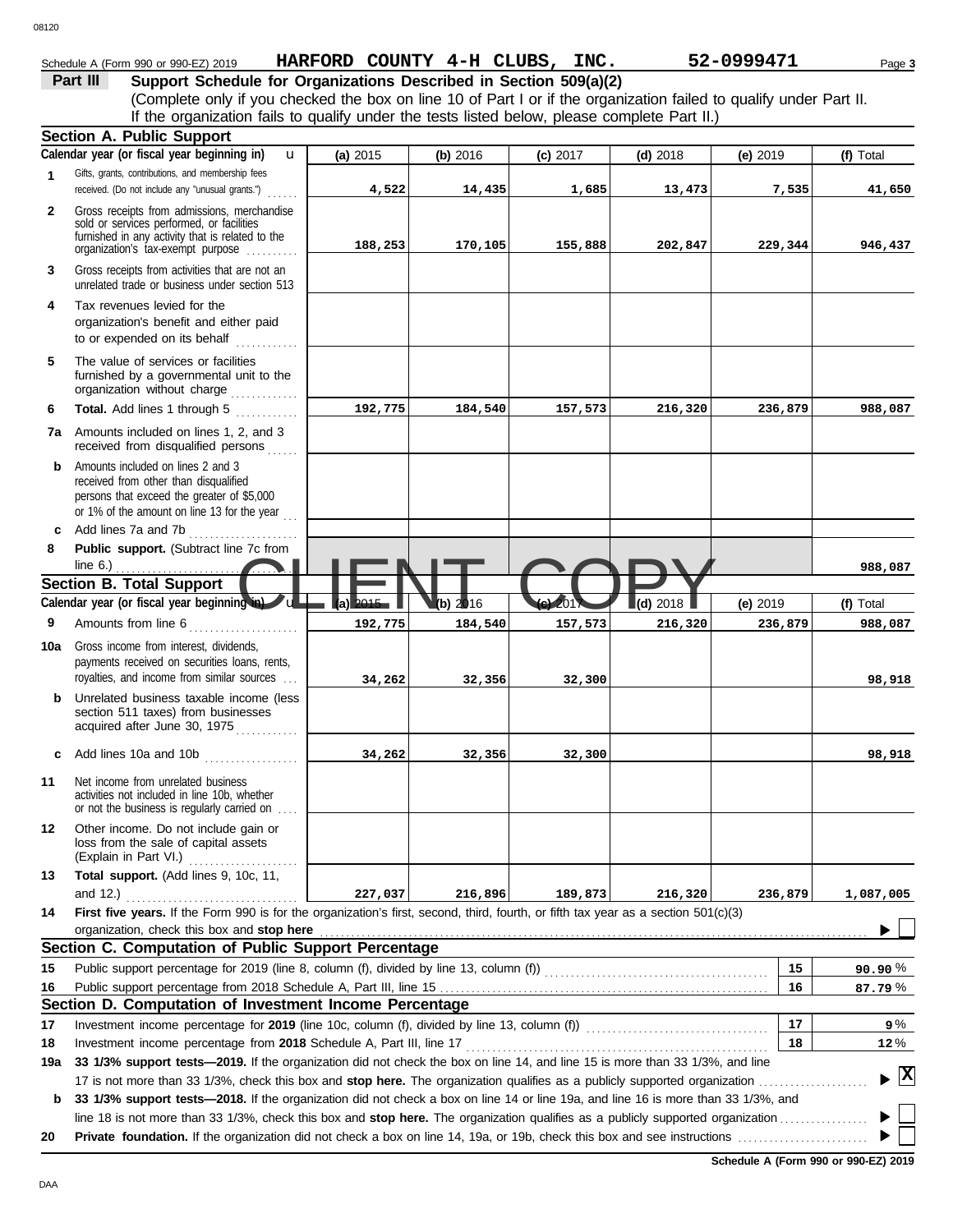Schedule A (Form 990 or 990-EZ) 2019 **HARFORD COUNTY 4-H CLUBS, INC.** **52-0999471**

**Part III** **Support Schedule for Organizations Described in Section 509(a)(2)**

(Complete only if you checked the box on line 10 of Part I or if the organization failed to qualify under Part II. If the organization fails to qualify under the tests listed below, please complete Part II.)

## Section A. Public Support

| | Calendar year (or fiscal year beginning in) | (a) 2015 | (b) 2016 | (c) 2017 | (d) 2018 | (e) 2019 | (f) Total |
|---|---|---|---|---|---|---|---|
| 1 | Gifts, grants, contributions, and membership fees received. (Do not include any "unusual grants.") | 4,522 | 14,435 | 1,685 | 13,473 | 7,535 | 41,650 |
| 2 | Gross receipts from admissions, merchandise sold or services performed, or facilities furnished in any activity that is related to the organization's tax-exempt purpose | 188,253 | 170,105 | 155,888 | 202,847 | 229,344 | 946,437 |
| 3 | Gross receipts from activities that are not an unrelated trade or business under section 513 | | | | | | |
| 4 | Tax revenues levied for the organization's benefit and either paid to or expended on its behalf | | | | | | |
| 5 | The value of services or facilities furnished by a governmental unit to the organization without charge | | | | | | |
| 6 | **Total.** Add lines 1 through 5 | 192,775 | 184,540 | 157,573 | 216,320 | 236,879 | 988,087 |
| 7a | Amounts included on lines 1, 2, and 3 received from disqualified persons | | | | | | |
| b | Amounts included on lines 2 and 3 received from other than disqualified persons that exceed the greater of $5,000 or 1% of the amount on line 13 for the year | | | | | | |
| c | Add lines 7a and 7b | | | | | | |
| 8 | **Public support.** (Subtract line 7c from line 6.) | | | | | | 988,087 |

## Section B. Total Support

| | Calendar year (or fiscal year beginning in) | (a) 2015 | (b) 2016 | (c) 2017 | (d) 2018 | (e) 2019 | (f) Total |
|---|---|---|---|---|---|---|---|
| 9 | Amounts from line 6 | 192,775 | 184,540 | 157,573 | 216,320 | 236,879 | 988,087 |
| 10a | Gross income from interest, dividends, payments received on securities loans, rents, royalties, and income from similar sources | 34,262 | 32,356 | 32,300 | | | 98,918 |
| b | Unrelated business taxable income (less section 511 taxes) from businesses acquired after June 30, 1975 | | | | | | |
| c | Add lines 10a and 10b | 34,262 | 32,356 | 32,300 | | | 98,918 |
| 11 | Net income from unrelated business activities not included in line 10b, whether or not the business is regularly carried on | | | | | | |
| 12 | Other income. Do not include gain or loss from the sale of capital assets (Explain in Part VI.) | | | | | | |
| 13 | **Total support.** (Add lines 9, 10c, 11, and 12.) | 227,037 | 216,896 | 189,873 | 216,320 | 236,879 | 1,087,005 |

**14** **First five years.** If the Form 990 is for the organization's first, second, third, fourth, or fifth tax year as a section 501(c)(3) organization, check this box and **stop here** ☐

## Section C. Computation of Public Support Percentage

| | | | |
|---|---|---|---|
| 15 | Public support percentage for 2019 (line 8, column (f), divided by line 13, column (f)) | 15 | 90.90 % |
| 16 | Public support percentage from 2018 Schedule A, Part III, line 15 | 16 | 87.79 % |

## Section D. Computation of Investment Income Percentage

| | | | |
|---|---|---|---|
| 17 | Investment income percentage for **2019** (line 10c, column (f), divided by line 13, column (f)) | 17 | 9 % |
| 18 | Investment income percentage from **2018** Schedule A, Part III, line 17 | 18 | 12 % |

**19a** **33 1/3% support tests—2019.** If the organization did not check the box on line 14, and line 15 is more than 33 1/3%, and line 17 is not more than 33 1/3%, check this box and **stop here.** The organization qualifies as a publicly supported organization ☒

**b** **33 1/3% support tests—2018.** If the organization did not check a box on line 14 or line 19a, and line 16 is more than 33 1/3%, and line 18 is not more than 33 1/3%, check this box and **stop here.** The organization qualifies as a publicly supported organization ☐

**20** **Private foundation.** If the organization did not check a box on line 14, 19a, or 19b, check this box and see instructions ☐

**Schedule A (Form 990 or 990-EZ) 2019**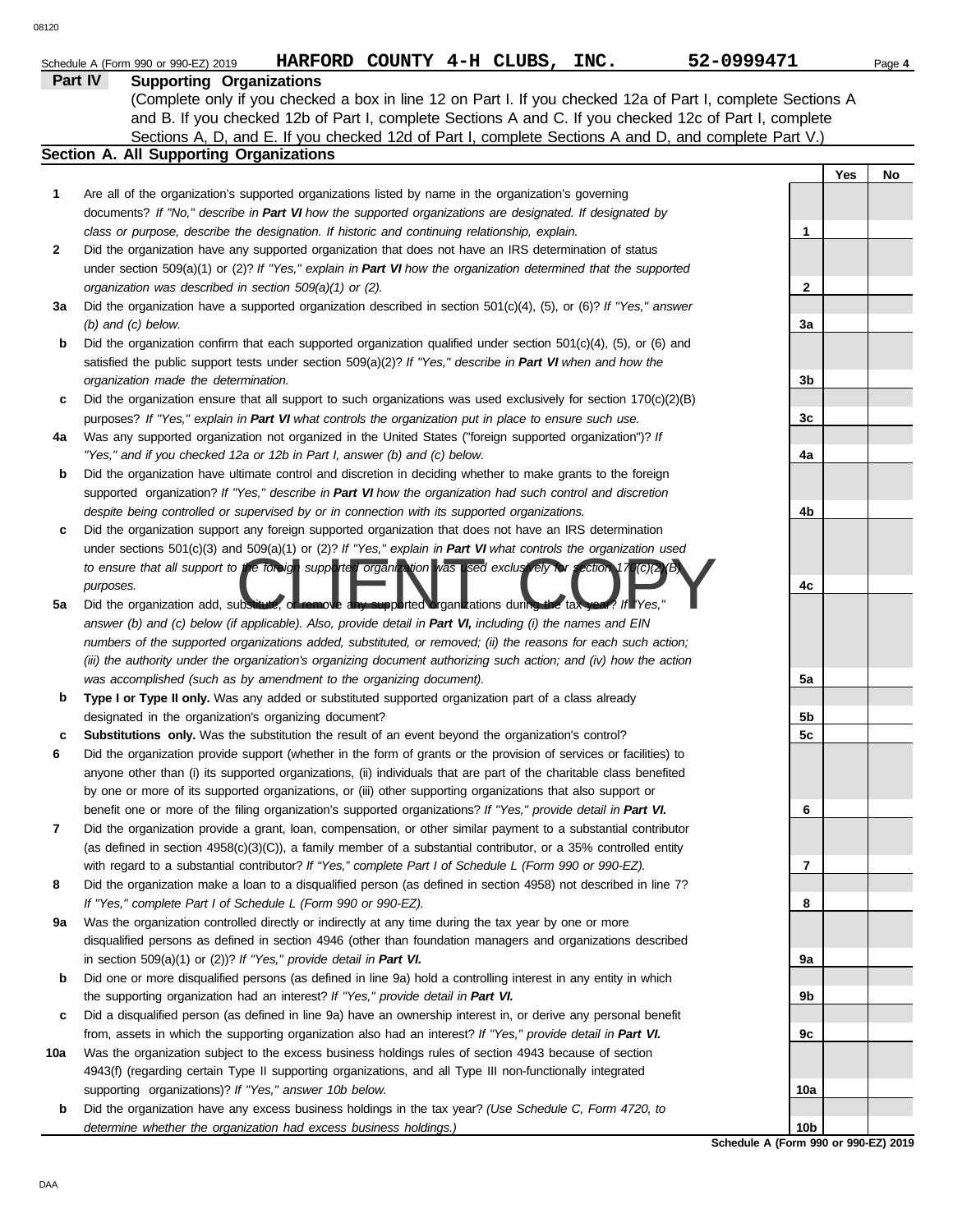Schedule A (Form 990 or 990-EZ) 2019 **HARFORD COUNTY 4-H CLUBS, INC.** **52-0999471**

## Part IV Supporting Organizations

(Complete only if you checked a box in line 12 on Part I. If you checked 12a of Part I, complete Sections A and B. If you checked 12b of Part I, complete Sections A and C. If you checked 12c of Part I, complete Sections A, D, and E. If you checked 12d of Part I, complete Sections A and D, and complete Part V.)

### Section A. All Supporting Organizations

| | | Line | Yes | No |
|---|---|---|---|---|
| **1** | Are all of the organization's supported organizations listed by name in the organization's governing documents? *If "No," describe in **Part VI** how the supported organizations are designated. If designated by class or purpose, describe the designation. If historic and continuing relationship, explain.* | 1 | | |
| **2** | Did the organization have any supported organization that does not have an IRS determination of status under section 509(a)(1) or (2)? *If "Yes," explain in **Part VI** how the organization determined that the supported organization was described in section 509(a)(1) or (2).* | 2 | | |
| **3a** | Did the organization have a supported organization described in section 501(c)(4), (5), or (6)? *If "Yes," answer (b) and (c) below.* | 3a | | |
| **b** | Did the organization confirm that each supported organization qualified under section 501(c)(4), (5), or (6) and satisfied the public support tests under section 509(a)(2)? *If "Yes," describe in **Part VI** when and how the organization made the determination.* | 3b | | |
| **c** | Did the organization ensure that all support to such organizations was used exclusively for section 170(c)(2)(B) purposes? *If "Yes," explain in **Part VI** what controls the organization put in place to ensure such use.* | 3c | | |
| **4a** | Was any supported organization not organized in the United States ("foreign supported organization")? *If "Yes," and if you checked 12a or 12b in Part I, answer (b) and (c) below.* | 4a | | |
| **b** | Did the organization have ultimate control and discretion in deciding whether to make grants to the foreign supported organization? *If "Yes," describe in **Part VI** how the organization had such control and discretion despite being controlled or supervised by or in connection with its supported organizations.* | 4b | | |
| **c** | Did the organization support any foreign supported organization that does not have an IRS determination under sections 501(c)(3) and 509(a)(1) or (2)? *If "Yes," explain in **Part VI** what controls the organization used to ensure that all support to the foreign supported organization was used exclusively for section 170(c)(2)(B) purposes.* | 4c | | |
| **5a** | Did the organization add, substitute, or remove any supported organizations during the tax year? *If "Yes," answer (b) and (c) below (if applicable). Also, provide detail in **Part VI,** including (i) the names and EIN numbers of the supported organizations added, substituted, or removed; (ii) the reasons for each such action; (iii) the authority under the organization's organizing document authorizing such action; and (iv) how the action was accomplished (such as by amendment to the organizing document).* | 5a | | |
| **b** | **Type I or Type II only.** Was any added or substituted supported organization part of a class already designated in the organization's organizing document? | 5b | | |
| **c** | **Substitutions only.** Was the substitution the result of an event beyond the organization's control? | 5c | | |
| **6** | Did the organization provide support (whether in the form of grants or the provision of services or facilities) to anyone other than (i) its supported organizations, (ii) individuals that are part of the charitable class benefited by one or more of its supported organizations, or (iii) other supporting organizations that also support or benefit one or more of the filing organization's supported organizations? *If "Yes," provide detail in **Part VI.*** | 6 | | |
| **7** | Did the organization provide a grant, loan, compensation, or other similar payment to a substantial contributor (as defined in section 4958(c)(3)(C)), a family member of a substantial contributor, or a 35% controlled entity with regard to a substantial contributor? *If "Yes," complete Part I of Schedule L (Form 990 or 990-EZ).* | 7 | | |
| **8** | Did the organization make a loan to a disqualified person (as defined in section 4958) not described in line 7? *If "Yes," complete Part I of Schedule L (Form 990 or 990-EZ).* | 8 | | |
| **9a** | Was the organization controlled directly or indirectly at any time during the tax year by one or more disqualified persons as defined in section 4946 (other than foundation managers and organizations described in section 509(a)(1) or (2))? *If "Yes," provide detail in **Part VI.*** | 9a | | |
| **b** | Did one or more disqualified persons (as defined in line 9a) hold a controlling interest in any entity in which the supporting organization had an interest? *If "Yes," provide detail in **Part VI.*** | 9b | | |
| **c** | Did a disqualified person (as defined in line 9a) have an ownership interest in, or derive any personal benefit from, assets in which the supporting organization also had an interest? *If "Yes," provide detail in **Part VI.*** | 9c | | |
| **10a** | Was the organization subject to the excess business holdings rules of section 4943 because of section 4943(f) (regarding certain Type II supporting organizations, and all Type III non-functionally integrated supporting organizations)? *If "Yes," answer 10b below.* | 10a | | |
| **b** | Did the organization have any excess business holdings in the tax year? *(Use Schedule C, Form 4720, to determine whether the organization had excess business holdings.)* | 10b | | |

CLIENT COPY

**Schedule A (Form 990 or 990-EZ) 2019**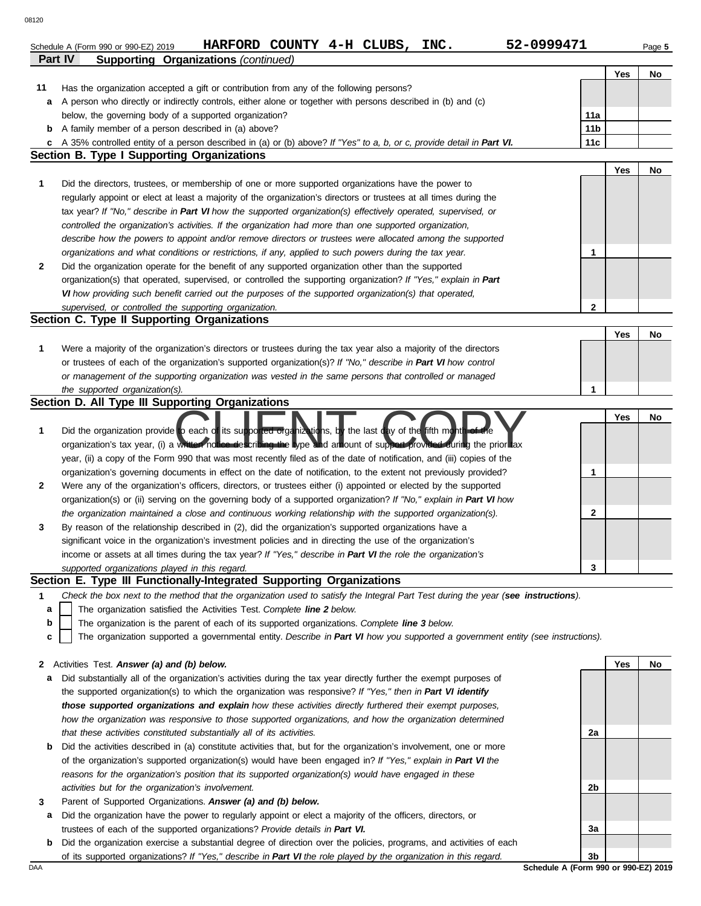Schedule A (Form 990 or 990-EZ) 2019 **HARFORD COUNTY 4-H CLUBS, INC.** **52-0999471**

**Part IV Supporting Organizations** *(continued)*

| | | | Yes | No |
|---|---|---|---|---|
| **11** | Has the organization accepted a gift or contribution from any of the following persons? | | | |
| **a** | A person who directly or indirectly controls, either alone or together with persons described in (b) and (c) below, the governing body of a supported organization? | **11a** | | |
| **b** | A family member of a person described in (a) above? | **11b** | | |
| **c** | A 35% controlled entity of a person described in (a) or (b) above? *If "Yes" to a, b, or c, provide detail in **Part VI.*** | **11c** | | |

**Section B. Type I Supporting Organizations**

| | | | Yes | No |
|---|---|---|---|---|
| **1** | Did the directors, trustees, or membership of one or more supported organizations have the power to regularly appoint or elect at least a majority of the organization's directors or trustees at all times during the tax year? *If "No," describe in **Part VI** how the supported organization(s) effectively operated, supervised, or controlled the organization's activities. If the organization had more than one supported organization, describe how the powers to appoint and/or remove directors or trustees were allocated among the supported organizations and what conditions or restrictions, if any, applied to such powers during the tax year.* | **1** | | |
| **2** | Did the organization operate for the benefit of any supported organization other than the supported organization(s) that operated, supervised, or controlled the supporting organization? *If "Yes," explain in **Part VI** how providing such benefit carried out the purposes of the supported organization(s) that operated, supervised, or controlled the supporting organization.* | **2** | | |

**Section C. Type II Supporting Organizations**

| | | | Yes | No |
|---|---|---|---|---|
| **1** | Were a majority of the organization's directors or trustees during the tax year also a majority of the directors or trustees of each of the organization's supported organization(s)? *If "No," describe in **Part VI** how control or management of the supporting organization was vested in the same persons that controlled or managed the supported organization(s).* | **1** | | |

**Section D. All Type III Supporting Organizations**

| | | | Yes | No |
|---|---|---|---|---|
| **1** | Did the organization provide to each of its supported organizations, by the last day of the fifth month of the organization's tax year, (i) a written notice describing the type and amount of support provided during the prior tax year, (ii) a copy of the Form 990 that was most recently filed as of the date of notification, and (iii) copies of the organization's governing documents in effect on the date of notification, to the extent not previously provided? | **1** | | |
| **2** | Were any of the organization's officers, directors, or trustees either (i) appointed or elected by the supported organization(s) or (ii) serving on the governing body of a supported organization? *If "No," explain in **Part VI** how the organization maintained a close and continuous working relationship with the supported organization(s).* | **2** | | |
| **3** | By reason of the relationship described in (2), did the organization's supported organizations have a significant voice in the organization's investment policies and in directing the use of the organization's income or assets at all times during the tax year? *If "Yes," describe in **Part VI** the role the organization's supported organizations played in this regard.* | **3** | | |

**Section E. Type III Functionally-Integrated Supporting Organizations**

**1** *Check the box next to the method that the organization used to satisfy the Integral Part Test during the year (**see instructions**).*

- **a** ☐ The organization satisfied the Activities Test. *Complete **line 2** below.*
- **b** ☐ The organization is the parent of each of its supported organizations. *Complete **line 3** below.*
- **c** ☐ The organization supported a governmental entity. *Describe in **Part VI** how you supported a government entity (see instructions).*

| | | | Yes | No |
|---|---|---|---|---|
| **2** | Activities Test. ***Answer (a) and (b) below.*** | | | |
| **a** | Did substantially all of the organization's activities during the tax year directly further the exempt purposes of the supported organization(s) to which the organization was responsive? *If "Yes," then in **Part VI identify those supported organizations and explain** how these activities directly furthered their exempt purposes, how the organization was responsive to those supported organizations, and how the organization determined that these activities constituted substantially all of its activities.* | **2a** | | |
| **b** | Did the activities described in (a) constitute activities that, but for the organization's involvement, one or more of the organization's supported organization(s) would have been engaged in? *If "Yes," explain in **Part VI** the reasons for the organization's position that its supported organization(s) would have engaged in these activities but for the organization's involvement.* | **2b** | | |
| **3** | Parent of Supported Organizations. ***Answer (a) and (b) below.*** | | | |
| **a** | Did the organization have the power to regularly appoint or elect a majority of the officers, directors, or trustees of each of the supported organizations? *Provide details in **Part VI.*** | **3a** | | |
| **b** | Did the organization exercise a substantial degree of direction over the policies, programs, and activities of each of its supported organizations? *If "Yes," describe in **Part VI** the role played by the organization in this regard.* | **3b** | | |

**Schedule A (Form 990 or 990-EZ) 2019**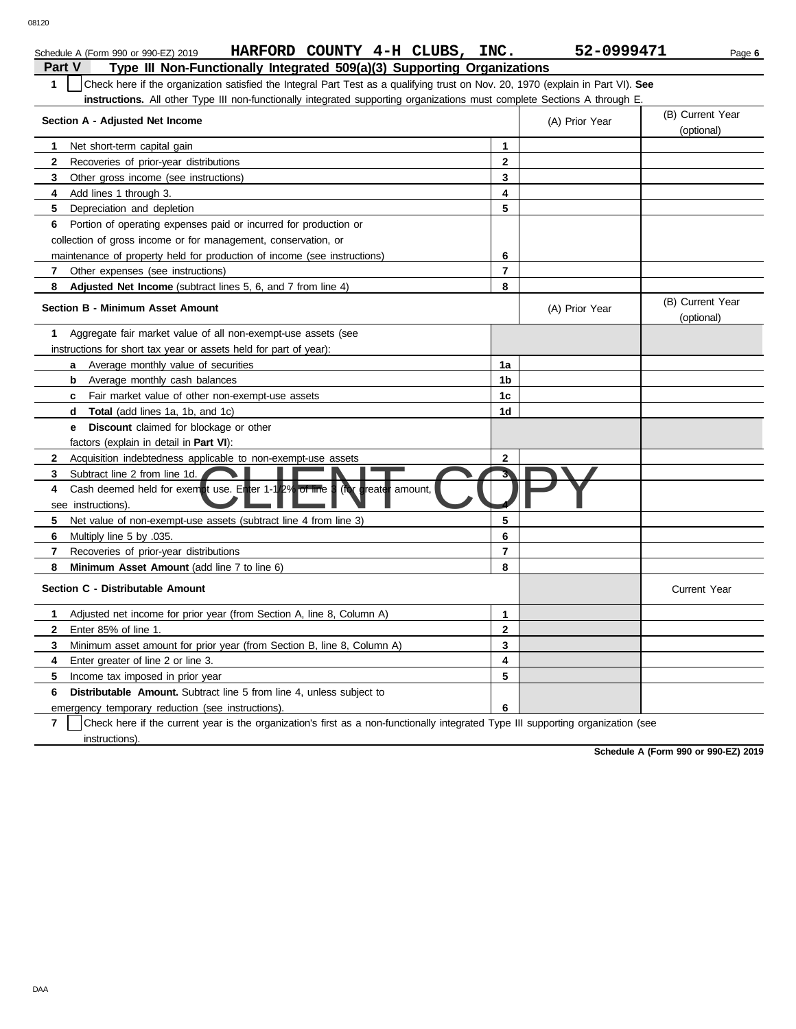Schedule A (Form 990 or 990-EZ) 2019 **HARFORD COUNTY 4-H CLUBS, INC.** **52-0999471**

## Part V Type III Non-Functionally Integrated 509(a)(3) Supporting Organizations

**1** ☐ Check here if the organization satisfied the Integral Part Test as a qualifying trust on Nov. 20, 1970 (explain in Part VI). **See instructions.** All other Type III non-functionally integrated supporting organizations must complete Sections A through E.

| **Section A - Adjusted Net Income** | | (A) Prior Year | (B) Current Year (optional) |
|---|---|---|---|
| **1** Net short-term capital gain | **1** | | |
| **2** Recoveries of prior-year distributions | **2** | | |
| **3** Other gross income (see instructions) | **3** | | |
| **4** Add lines 1 through 3. | **4** | | |
| **5** Depreciation and depletion | **5** | | |
| **6** Portion of operating expenses paid or incurred for production or collection of gross income or for management, conservation, or maintenance of property held for production of income (see instructions) | **6** | | |
| **7** Other expenses (see instructions) | **7** | | |
| **8** **Adjusted Net Income** (subtract lines 5, 6, and 7 from line 4) | **8** | | |

| **Section B - Minimum Asset Amount** | | (A) Prior Year | (B) Current Year (optional) |
|---|---|---|---|
| **1** Aggregate fair market value of all non-exempt-use assets (see instructions for short tax year or assets held for part of year): | | | |
| **a** Average monthly value of securities | **1a** | | |
| **b** Average monthly cash balances | **1b** | | |
| **c** Fair market value of other non-exempt-use assets | **1c** | | |
| **d** **Total** (add lines 1a, 1b, and 1c) | **1d** | | |
| **e** **Discount** claimed for blockage or other factors (explain in detail in **Part VI**): | | | |
| **2** Acquisition indebtedness applicable to non-exempt-use assets | **2** | | |
| **3** Subtract line 2 from line 1d. | **3** | | |
| **4** Cash deemed held for exempt use. Enter 1-1/2% of line 3 (for greater amount, see instructions). | **4** | | |
| **5** Net value of non-exempt-use assets (subtract line 4 from line 3) | **5** | | |
| **6** Multiply line 5 by .035. | **6** | | |
| **7** Recoveries of prior-year distributions | **7** | | |
| **8** **Minimum Asset Amount** (add line 7 to line 6) | **8** | | |

| **Section C - Distributable Amount** | | | Current Year |
|---|---|---|---|
| **1** Adjusted net income for prior year (from Section A, line 8, Column A) | **1** | | |
| **2** Enter 85% of line 1. | **2** | | |
| **3** Minimum asset amount for prior year (from Section B, line 8, Column A) | **3** | | |
| **4** Enter greater of line 2 or line 3. | **4** | | |
| **5** Income tax imposed in prior year | **5** | | |
| **6** **Distributable Amount.** Subtract line 5 from line 4, unless subject to emergency temporary reduction (see instructions). | **6** | | |

**7** ☐ Check here if the current year is the organization's first as a non-functionally integrated Type III supporting organization (see instructions).

**Schedule A (Form 990 or 990-EZ) 2019**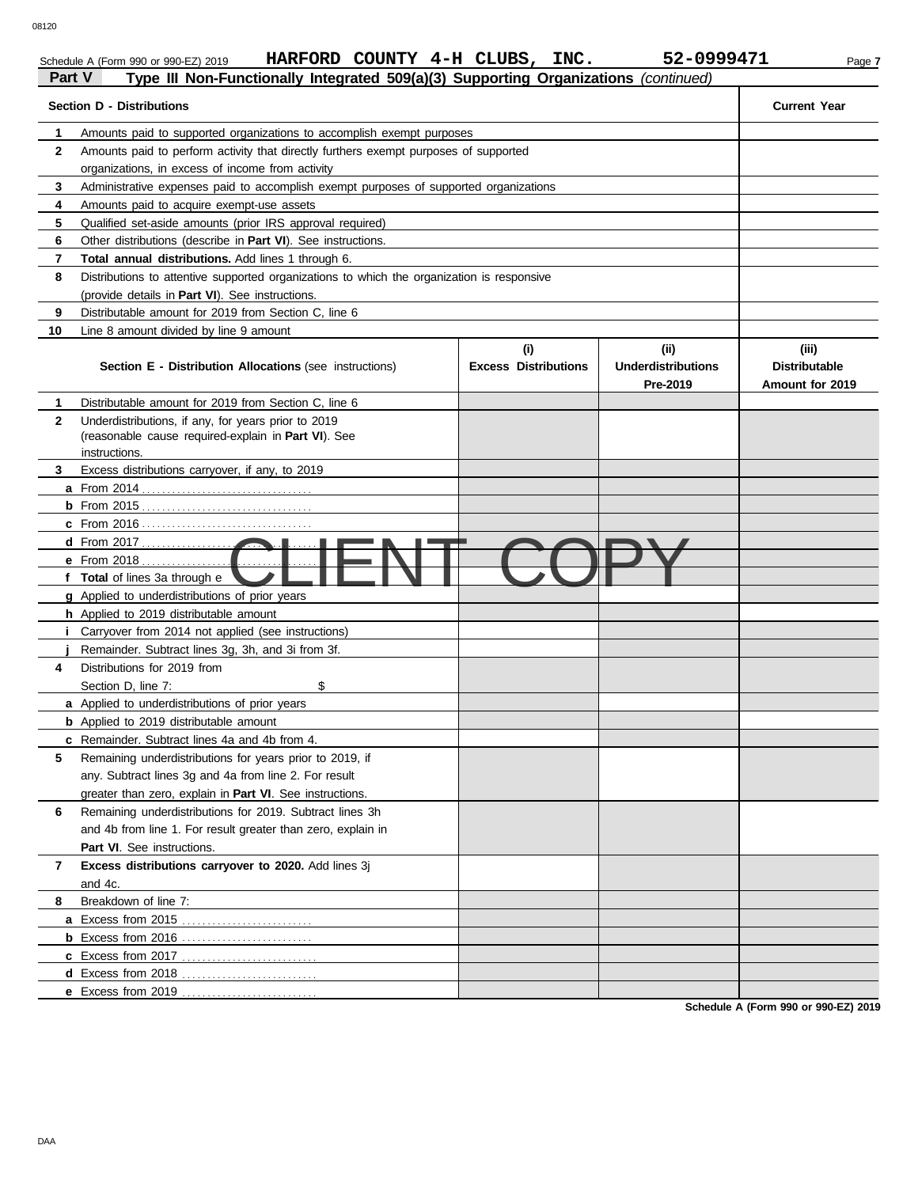Schedule A (Form 990 or 990-EZ) 2019 **HARFORD COUNTY 4-H CLUBS, INC.** **52-0999471**

**Part V** **Type III Non-Functionally Integrated 509(a)(3) Supporting Organizations** *(continued)*

| **Section D - Distributions** | | **Current Year** |
|---|---|---|
| **1** | Amounts paid to supported organizations to accomplish exempt purposes | |
| **2** | Amounts paid to perform activity that directly furthers exempt purposes of supported organizations, in excess of income from activity | |
| **3** | Administrative expenses paid to accomplish exempt purposes of supported organizations | |
| **4** | Amounts paid to acquire exempt-use assets | |
| **5** | Qualified set-aside amounts (prior IRS approval required) | |
| **6** | Other distributions (describe in **Part VI**). See instructions. | |
| **7** | **Total annual distributions.** Add lines 1 through 6. | |
| **8** | Distributions to attentive supported organizations to which the organization is responsive (provide details in **Part VI**). See instructions. | |
| **9** | Distributable amount for 2019 from Section C, line 6 | |
| **10** | Line 8 amount divided by line 9 amount | |

| | **Section E - Distribution Allocations** (see instructions) | **(i) Excess Distributions** | **(ii) Underdistributions Pre-2019** | **(iii) Distributable Amount for 2019** |
|---|---|---|---|---|
| **1** | Distributable amount for 2019 from Section C, line 6 | | | |
| **2** | Underdistributions, if any, for years prior to 2019 (reasonable cause required-explain in **Part VI**). See instructions. | | | |
| **3** | Excess distributions carryover, if any, to 2019 | | | |
| **a** | From 2014 | | | |
| **b** | From 2015 | | | |
| **c** | From 2016 | | | |
| **d** | From 2017 | | | |
| **e** | From 2018 | | | |
| **f** | **Total** of lines 3a through e | | | |
| **g** | Applied to underdistributions of prior years | | | |
| **h** | Applied to 2019 distributable amount | | | |
| **i** | Carryover from 2014 not applied (see instructions) | | | |
| **j** | Remainder. Subtract lines 3g, 3h, and 3i from 3f. | | | |
| **4** | Distributions for 2019 from Section D, line 7: $ | | | |
| **a** | Applied to underdistributions of prior years | | | |
| **b** | Applied to 2019 distributable amount | | | |
| **c** | Remainder. Subtract lines 4a and 4b from 4. | | | |
| **5** | Remaining underdistributions for years prior to 2019, if any. Subtract lines 3g and 4a from line 2. For result greater than zero, explain in **Part VI**. See instructions. | | | |
| **6** | Remaining underdistributions for 2019. Subtract lines 3h and 4b from line 1. For result greater than zero, explain in **Part VI**. See instructions. | | | |
| **7** | **Excess distributions carryover to 2020.** Add lines 3j and 4c. | | | |
| **8** | Breakdown of line 7: | | | |
| **a** | Excess from 2015 | | | |
| **b** | Excess from 2016 | | | |
| **c** | Excess from 2017 | | | |
| **d** | Excess from 2018 | | | |
| **e** | Excess from 2019 | | | |

CLIENT COPY

**Schedule A (Form 990 or 990-EZ) 2019**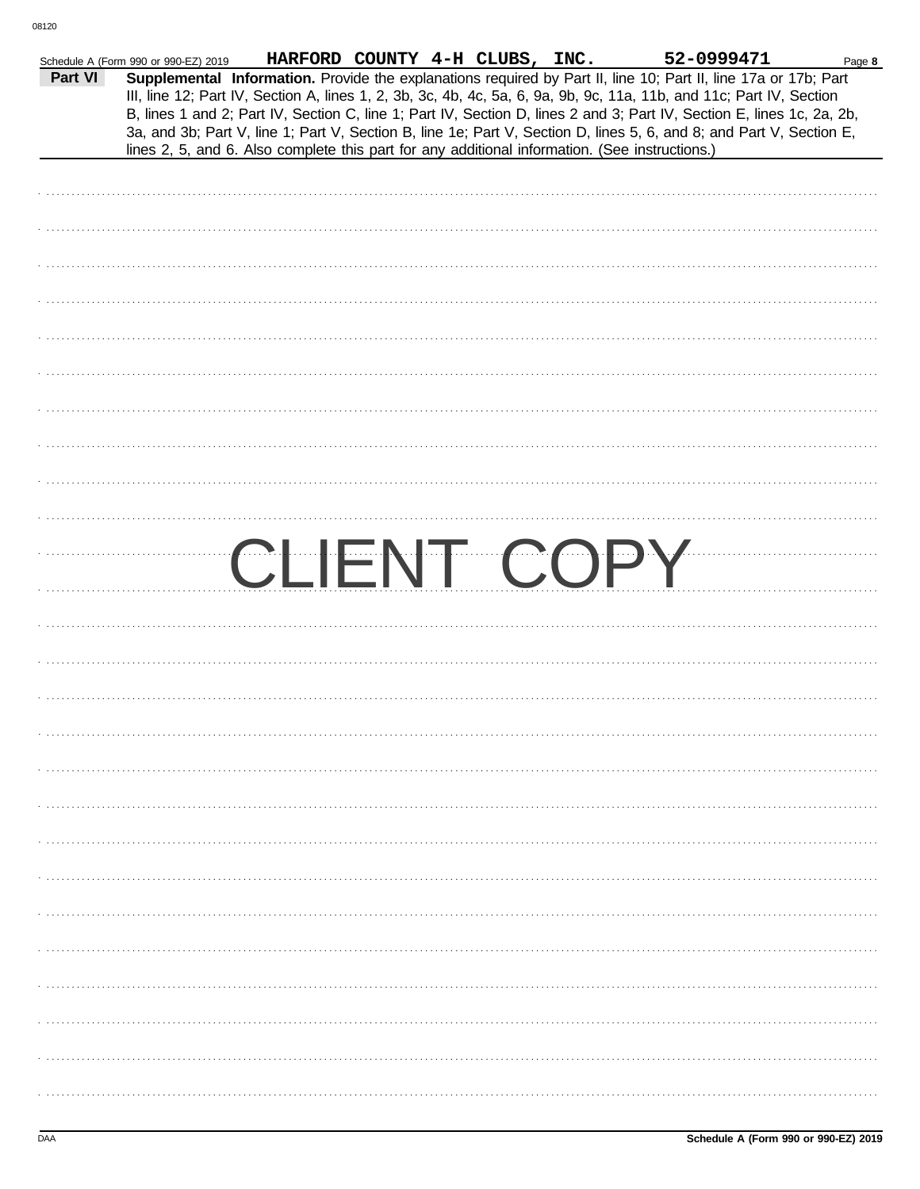Schedule A (Form 990 or 990-EZ) 2019 HARFORD COUNTY 4-H CLUBS, INC. 52-0999471 Page **8**

**Part VI** **Supplemental Information.** Provide the explanations required by Part II, line 10; Part II, line 17a or 17b; Part III, line 12; Part IV, Section A, lines 1, 2, 3b, 3c, 4b, 4c, 5a, 6, 9a, 9b, 9c, 11a, 11b, and 11c; Part IV, Section B, lines 1 and 2; Part IV, Section C, line 1; Part IV, Section D, lines 2 and 3; Part IV, Section E, lines 1c, 2a, 2b, 3a, and 3b; Part V, line 1; Part V, Section B, line 1e; Part V, Section D, lines 5, 6, and 8; and Part V, Section E, lines 2, 5, and 6. Also complete this part for any additional information. (See instructions.)

CLIENT COPY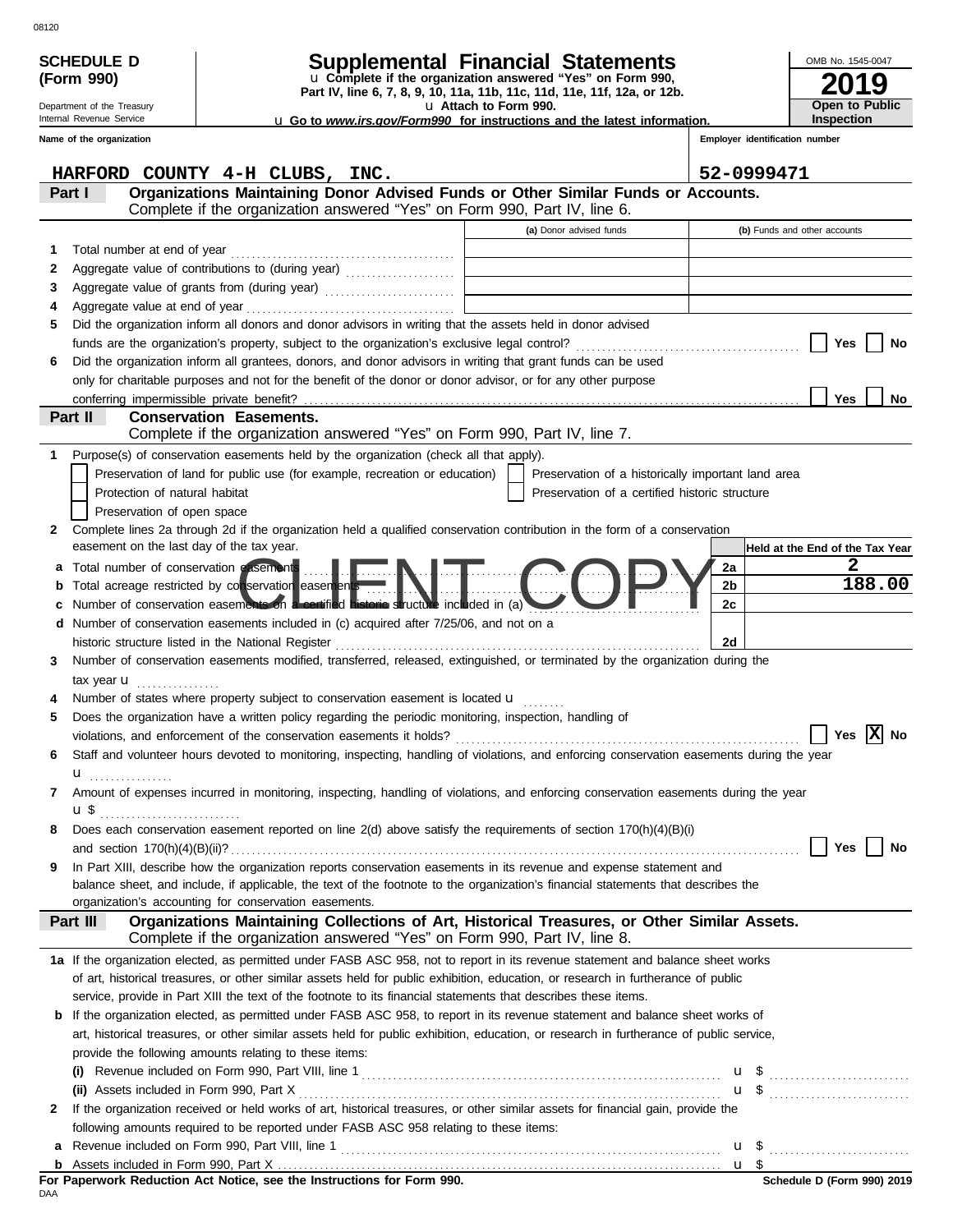08120

**SCHEDULE D (Form 990)**

Department of the Treasury
Internal Revenue Service

# Supplemental Financial Statements

u Complete if the organization answered "Yes" on Form 990, Part IV, line 6, 7, 8, 9, 10, 11a, 11b, 11c, 11d, 11e, 11f, 12a, or 12b.

u Attach to Form 990.

u Go to *www.irs.gov/Form990* for instructions and the latest information.

OMB No. 1545-0047

**2019**

**Open to Public Inspection**

| Name of the organization | Employer identification number |
|---|---|
| HARFORD COUNTY 4-H CLUBS, INC. | 52-0999471 |

## Part I Organizations Maintaining Donor Advised Funds or Other Similar Funds or Accounts.

Complete if the organization answered "Yes" on Form 990, Part IV, line 6.

| | | (a) Donor advised funds | (b) Funds and other accounts |
|---|---|---|---|
| 1 | Total number at end of year | | |
| 2 | Aggregate value of contributions to (during year) | | |
| 3 | Aggregate value of grants from (during year) | | |
| 4 | Aggregate value at end of year | | |

5 Did the organization inform all donors and donor advisors in writing that the assets held in donor advised funds are the organization's property, subject to the organization's exclusive legal control? ☐ Yes ☐ No

6 Did the organization inform all grantees, donors, and donor advisors in writing that grant funds can be used only for charitable purposes and not for the benefit of the donor or donor advisor, or for any other purpose conferring impermissible private benefit? ☐ Yes ☐ No

## Part II Conservation Easements.

Complete if the organization answered "Yes" on Form 990, Part IV, line 7.

1 Purpose(s) of conservation easements held by the organization (check all that apply).

- ☐ Preservation of land for public use (for example, recreation or education)
- ☐ Preservation of a historically important land area
- ☐ Protection of natural habitat
- ☐ Preservation of a certified historic structure
- ☐ Preservation of open space

2 Complete lines 2a through 2d if the organization held a qualified conservation contribution in the form of a conservation easement on the last day of the tax year.

| | | | Held at the End of the Tax Year |
|---|---|---|---|
| a | Total number of conservation easements | 2a | 2 |
| b | Total acreage restricted by conservation easements | 2b | 188.00 |
| c | Number of conservation easements on a certified historic structure included in (a) | 2c | |
| d | Number of conservation easements included in (c) acquired after 7/25/06, and not on a historic structure listed in the National Register | 2d | |

3 Number of conservation easements modified, transferred, released, extinguished, or terminated by the organization during the tax year u

4 Number of states where property subject to conservation easement is located u

5 Does the organization have a written policy regarding the periodic monitoring, inspection, handling of violations, and enforcement of the conservation easements it holds? ☐ Yes ☒ No

6 Staff and volunteer hours devoted to monitoring, inspecting, handling of violations, and enforcing conservation easements during the year u

7 Amount of expenses incurred in monitoring, inspecting, handling of violations, and enforcing conservation easements during the year u $

8 Does each conservation easement reported on line 2(d) above satisfy the requirements of section 170(h)(4)(B)(i) and section 170(h)(4)(B)(ii)? ☐ Yes ☐ No

9 In Part XIII, describe how the organization reports conservation easements in its revenue and expense statement and balance sheet, and include, if applicable, the text of the footnote to the organization's financial statements that describes the organization's accounting for conservation easements.

## Part III Organizations Maintaining Collections of Art, Historical Treasures, or Other Similar Assets.

Complete if the organization answered "Yes" on Form 990, Part IV, line 8.

1a If the organization elected, as permitted under FASB ASC 958, not to report in its revenue statement and balance sheet works of art, historical treasures, or other similar assets held for public exhibition, education, or research in furtherance of public service, provide in Part XIII the text of the footnote to its financial statements that describes these items.

b If the organization elected, as permitted under FASB ASC 958, to report in its revenue statement and balance sheet works of art, historical treasures, or other similar assets held for public exhibition, education, or research in furtherance of public service, provide the following amounts relating to these items:

(i) Revenue included on Form 990, Part VIII, line 1 u $

(ii) Assets included in Form 990, Part X u $

2 If the organization received or held works of art, historical treasures, or other similar assets for financial gain, provide the following amounts required to be reported under FASB ASC 958 relating to these items:

a Revenue included on Form 990, Part VIII, line 1 u $

b Assets included in Form 990, Part X u $

**For Paperwork Reduction Act Notice, see the Instructions for Form 990.**

**Schedule D (Form 990) 2019**

DAA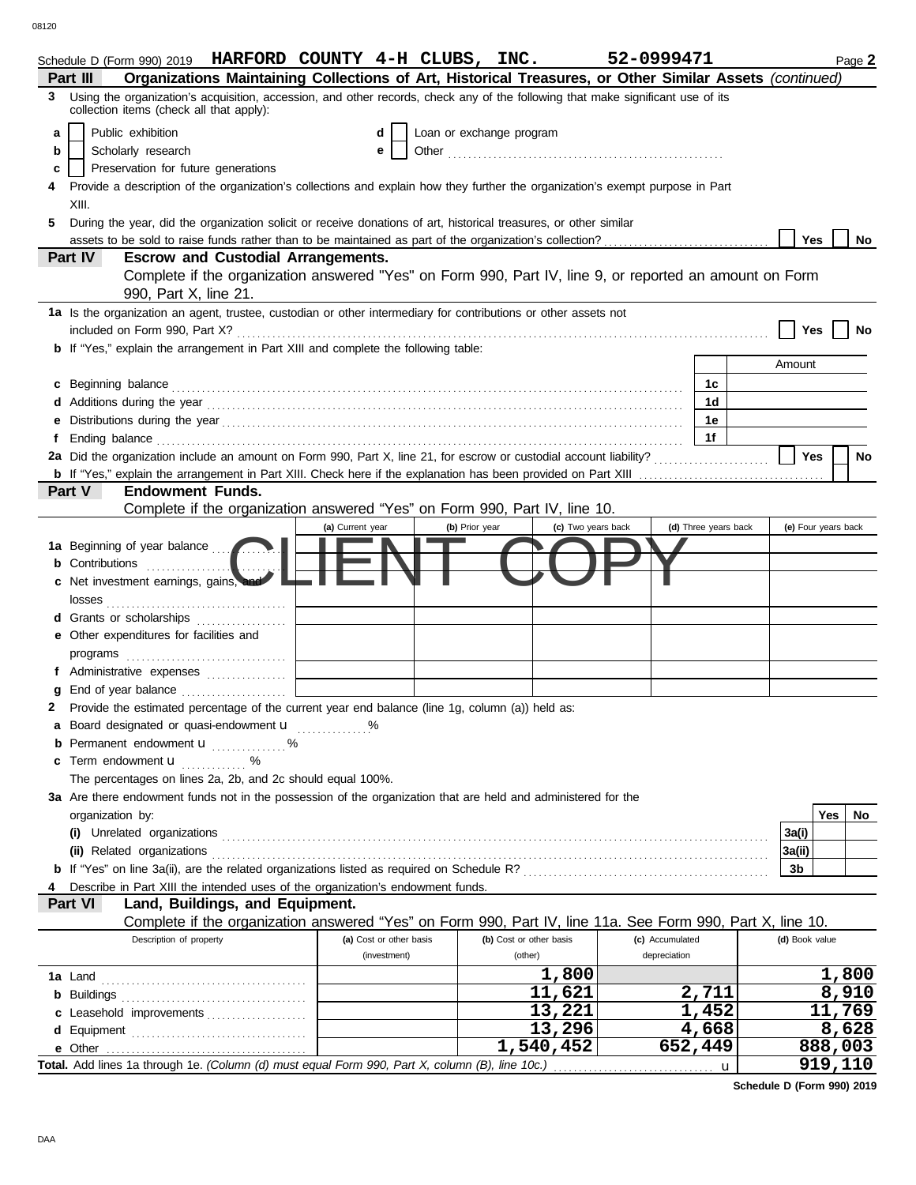Schedule D (Form 990) 2019 **HARFORD COUNTY 4-H CLUBS, INC.** **52-0999471** Page **2**

## Part III Organizations Maintaining Collections of Art, Historical Treasures, or Other Similar Assets *(continued)*

**3** Using the organization's acquisition, accession, and other records, check any of the following that make significant use of its collection items (check all that apply):

- **a** ☐ Public exhibition
- **b** ☐ Scholarly research
- **c** ☐ Preservation for future generations
- **d** ☐ Loan or exchange program
- **e** ☐ Other

**4** Provide a description of the organization's collections and explain how they further the organization's exempt purpose in Part XIII.

**5** During the year, did the organization solicit or receive donations of art, historical treasures, or other similar assets to be sold to raise funds rather than to be maintained as part of the organization's collection? ☐ Yes ☐ No

## Part IV Escrow and Custodial Arrangements.

Complete if the organization answered "Yes" on Form 990, Part IV, line 9, or reported an amount on Form 990, Part X, line 21.

**1a** Is the organization an agent, trustee, custodian or other intermediary for contributions or other assets not included on Form 990, Part X? ☐ Yes ☐ No

**b** If "Yes," explain the arrangement in Part XIII and complete the following table:

| | | Amount |
|---|---|---|
| **c** Beginning balance | 1c | |
| **d** Additions during the year | 1d | |
| **e** Distributions during the year | 1e | |
| **f** Ending balance | 1f | |

**2a** Did the organization include an amount on Form 990, Part X, line 21, for escrow or custodial account liability? ☐ Yes ☐ No

**b** If "Yes," explain the arrangement in Part XIII. Check here if the explanation has been provided on Part XIII ☐

## Part V Endowment Funds.

Complete if the organization answered "Yes" on Form 990, Part IV, line 10.

CLIENT COPY

| | (a) Current year | (b) Prior year | (c) Two years back | (d) Three years back | (e) Four years back |
|---|---|---|---|---|---|
| **1a** Beginning of year balance | | | | | |
| **b** Contributions | | | | | |
| **c** Net investment earnings, gains, and losses | | | | | |
| **d** Grants or scholarships | | | | | |
| **e** Other expenditures for facilities and programs | | | | | |
| **f** Administrative expenses | | | | | |
| **g** End of year balance | | | | | |

**2** Provide the estimated percentage of the current year end balance (line 1g, column (a)) held as:

- **a** Board designated or quasi-endowment u ______ %
- **b** Permanent endowment u ______ %
- **c** Term endowment u ______ %

The percentages on lines 2a, 2b, and 2c should equal 100%.

**3a** Are there endowment funds not in the possession of the organization that are held and administered for the organization by:

| | | Yes | No |
|---|---|---|---|
| **(i)** Unrelated organizations | 3a(i) | | |
| **(ii)** Related organizations | 3a(ii) | | |
| **b** If "Yes" on line 3a(ii), are the related organizations listed as required on Schedule R? | 3b | | |

**4** Describe in Part XIII the intended uses of the organization's endowment funds.

## Part VI Land, Buildings, and Equipment.

Complete if the organization answered "Yes" on Form 990, Part IV, line 11a. See Form 990, Part X, line 10.

| Description of property | (a) Cost or other basis (investment) | (b) Cost or other basis (other) | (c) Accumulated depreciation | (d) Book value |
|---|---|---|---|---|
| **1a** Land | | 1,800 | | 1,800 |
| **b** Buildings | | 11,621 | 2,711 | 8,910 |
| **c** Leasehold improvements | | 13,221 | 1,452 | 11,769 |
| **d** Equipment | | 13,296 | 4,668 | 8,628 |
| **e** Other | | 1,540,452 | 652,449 | 888,003 |
| **Total.** Add lines 1a through 1e. *(Column (d) must equal Form 990, Part X, column (B), line 10c.)* u | | | | 919,110 |

**Schedule D (Form 990) 2019**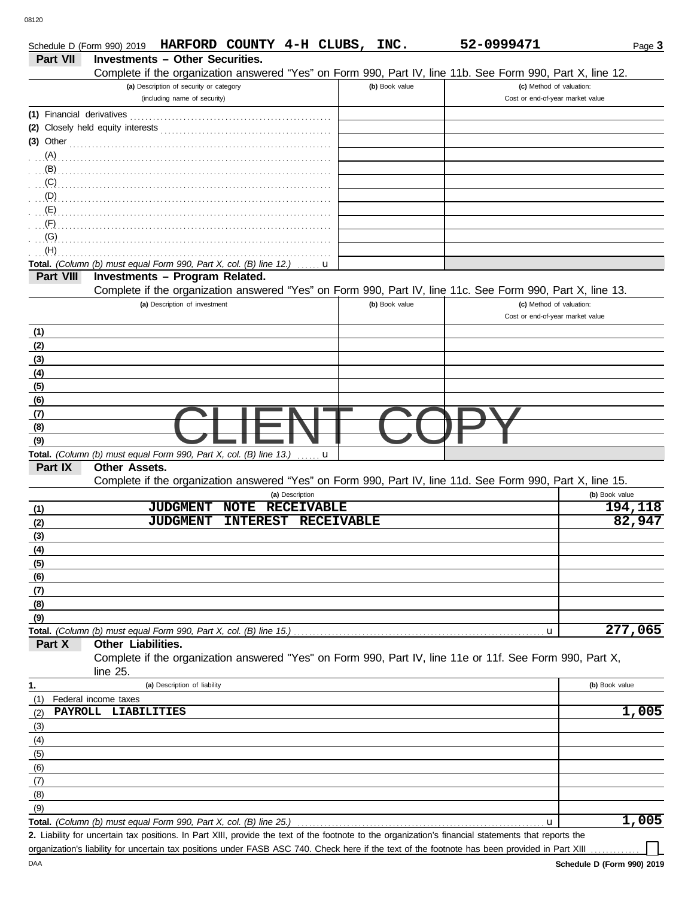Schedule D (Form 990) 2019 **HARFORD COUNTY 4-H CLUBS, INC.** **52-0999471** Page **3**

## Part VII Investments – Other Securities.

Complete if the organization answered "Yes" on Form 990, Part IV, line 11b. See Form 990, Part X, line 12.

| (a) Description of security or category (including name of security) | (b) Book value | (c) Method of valuation: Cost or end-of-year market value |
|---|---|---|
| (1) Financial derivatives | | |
| (2) Closely held equity interests | | |
| (3) Other | | |
| (A) | | |
| (B) | | |
| (C) | | |
| (D) | | |
| (E) | | |
| (F) | | |
| (G) | | |
| (H) | | |
| **Total.** *(Column (b) must equal Form 990, Part X, col. (B) line 12.)* u | | |

## Part VIII Investments – Program Related.

Complete if the organization answered "Yes" on Form 990, Part IV, line 11c. See Form 990, Part X, line 13.

| (a) Description of investment | (b) Book value | (c) Method of valuation: Cost or end-of-year market value |
|---|---|---|
| (1) | | |
| (2) | | |
| (3) | | |
| (4) | | |
| (5) | | |
| (6) | | |
| (7) | | |
| (8) | | |
| (9) | | |
| **Total.** *(Column (b) must equal Form 990, Part X, col. (B) line 13.)* u | | |

CLIENT COPY

## Part IX Other Assets.

Complete if the organization answered "Yes" on Form 990, Part IV, line 11d. See Form 990, Part X, line 15.

| (a) Description | (b) Book value |
|---|---|
| (1) JUDGMENT NOTE RECEIVABLE | 194,118 |
| (2) JUDGMENT INTEREST RECEIVABLE | 82,947 |
| (3) | |
| (4) | |
| (5) | |
| (6) | |
| (7) | |
| (8) | |
| (9) | |
| **Total.** *(Column (b) must equal Form 990, Part X, col. (B) line 15.)* u | 277,065 |

## Part X Other Liabilities.

Complete if the organization answered "Yes" on Form 990, Part IV, line 11e or 11f. See Form 990, Part X, line 25.

| 1. (a) Description of liability | (b) Book value |
|---|---|
| (1) Federal income taxes | |
| (2) PAYROLL LIABILITIES | 1,005 |
| (3) | |
| (4) | |
| (5) | |
| (6) | |
| (7) | |
| (8) | |
| (9) | |
| **Total.** *(Column (b) must equal Form 990, Part X, col. (B) line 25.)* u | 1,005 |

**2.** Liability for uncertain tax positions. In Part XIII, provide the text of the footnote to the organization's financial statements that reports the organization's liability for uncertain tax positions under FASB ASC 740. Check here if the text of the footnote has been provided in Part XIII ☐

DAA **Schedule D (Form 990) 2019**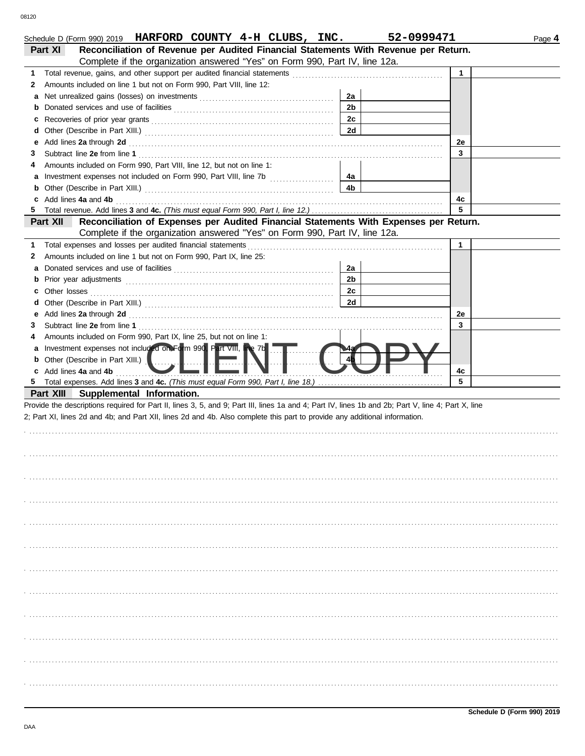Schedule D (Form 990) 2019 **HARFORD COUNTY 4-H CLUBS, INC.** **52-0999471**

## Part XI Reconciliation of Revenue per Audited Financial Statements With Revenue per Return.

Complete if the organization answered "Yes" on Form 990, Part IV, line 12a.

| | | | | | |
|---|---|---|---|---|---|
| **1** | Total revenue, gains, and other support per audited financial statements | | | 1 | |
| **2** | Amounts included on line 1 but not on Form 990, Part VIII, line 12: | | | | |
| **a** | Net unrealized gains (losses) on investments | 2a | | | |
| **b** | Donated services and use of facilities | 2b | | | |
| **c** | Recoveries of prior year grants | 2c | | | |
| **d** | Other (Describe in Part XIII.) | 2d | | | |
| **e** | Add lines **2a** through **2d** | | | 2e | |
| **3** | Subtract line **2e** from line **1** | | | 3 | |
| **4** | Amounts included on Form 990, Part VIII, line 12, but not on line 1: | | | | |
| **a** | Investment expenses not included on Form 990, Part VIII, line 7b | 4a | | | |
| **b** | Other (Describe in Part XIII.) | 4b | | | |
| **c** | Add lines **4a** and **4b** | | | 4c | |
| **5** | Total revenue. Add lines **3** and **4c.** *(This must equal Form 990, Part I, line 12.)* | | | 5 | |

## Part XII Reconciliation of Expenses per Audited Financial Statements With Expenses per Return.

Complete if the organization answered "Yes" on Form 990, Part IV, line 12a.

| | | | | | |
|---|---|---|---|---|---|
| **1** | Total expenses and losses per audited financial statements | | | 1 | |
| **2** | Amounts included on line 1 but not on Form 990, Part IX, line 25: | | | | |
| **a** | Donated services and use of facilities | 2a | | | |
| **b** | Prior year adjustments | 2b | | | |
| **c** | Other losses | 2c | | | |
| **d** | Other (Describe in Part XIII.) | 2d | | | |
| **e** | Add lines **2a** through **2d** | | | 2e | |
| **3** | Subtract line **2e** from line **1** | | | 3 | |
| **4** | Amounts included on Form 990, Part IX, line 25, but not on line 1: | | | | |
| **a** | Investment expenses not included on Form 990, Part VIII, line 7b | 4a | | | |
| **b** | Other (Describe in Part XIII.) | 4b | | | |
| **c** | Add lines **4a** and **4b** | | | 4c | |
| **5** | Total expenses. Add lines **3** and **4c.** *(This must equal Form 990, Part I, line 18.)* | | | 5 | |

CLIENT COPY

## Part XIII Supplemental Information.

Provide the descriptions required for Part II, lines 3, 5, and 9; Part III, lines 1a and 4; Part IV, lines 1b and 2b; Part V, line 4; Part X, line 2; Part XI, lines 2d and 4b; and Part XII, lines 2d and 4b. Also complete this part to provide any additional information.

Schedule D (Form 990) 2019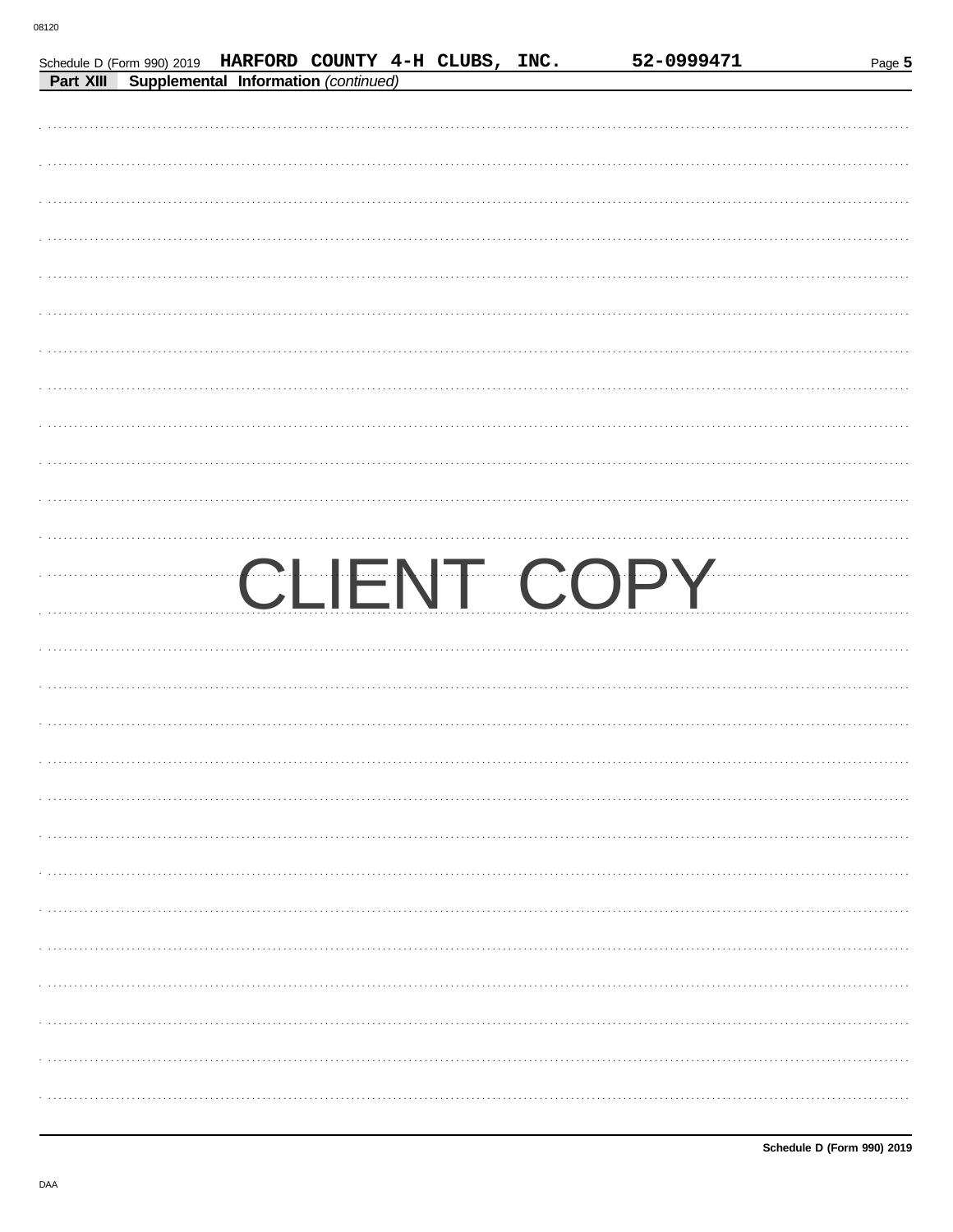Schedule D (Form 990) 2019 HARFORD COUNTY 4-H CLUBS, INC. 52-0999471

**Part XIII** **Supplemental Information** *(continued)*

CLIENT COPY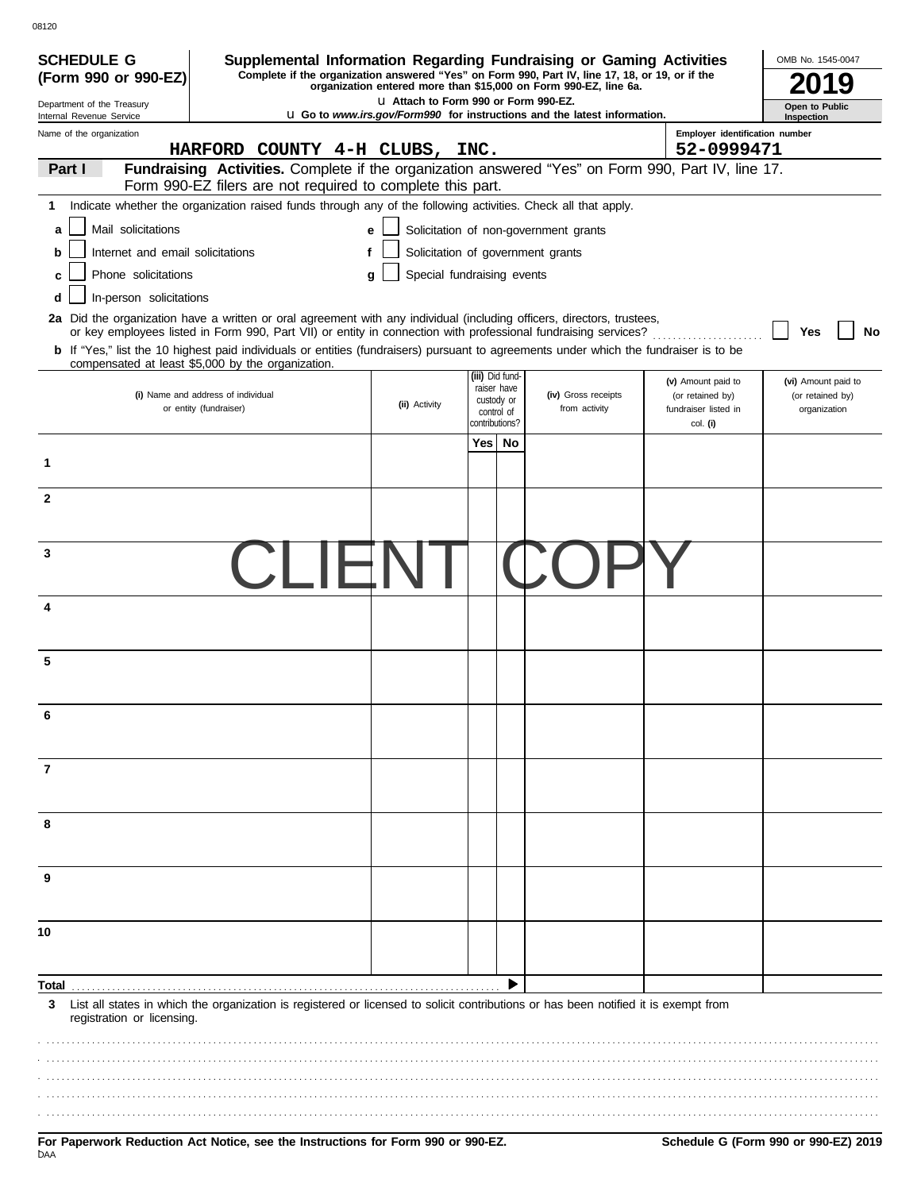08120

**SCHEDULE G (Form 990 or 990-EZ)**

Department of the Treasury
Internal Revenue Service

# Supplemental Information Regarding Fundraising or Gaming Activities

**Complete if the organization answered "Yes" on Form 990, Part IV, line 17, 18, or 19, or if the organization entered more than $15,000 on Form 990-EZ, line 6a.**

u **Attach to Form 990 or Form 990-EZ.**

u **Go to *www.irs.gov/Form990* for instructions and the latest information.**

OMB No. 1545-0047

**2019**

**Open to Public Inspection**

Name of the organization: HARFORD COUNTY 4-H CLUBS, INC.

Employer identification number: 52-0999471

**Part I** **Fundraising Activities.** Complete if the organization answered "Yes" on Form 990, Part IV, line 17. Form 990-EZ filers are not required to complete this part.

**1** Indicate whether the organization raised funds through any of the following activities. Check all that apply.

- **a** ☐ Mail solicitations
- **b** ☐ Internet and email solicitations
- **c** ☐ Phone solicitations
- **d** ☐ In-person solicitations
- **e** ☐ Solicitation of non-government grants
- **f** ☐ Solicitation of government grants
- **g** ☐ Special fundraising events

**2a** Did the organization have a written or oral agreement with any individual (including officers, directors, trustees, or key employees listed in Form 990, Part VII) or entity in connection with professional fundraising services? ☐ **Yes** ☐ **No**

**b** If "Yes," list the 10 highest paid individuals or entities (fundraisers) pursuant to agreements under which the fundraiser is to be compensated at least $5,000 by the organization.

| | (i) Name and address of individual or entity (fundraiser) | (ii) Activity | (iii) Did fund-raiser have custody or control of contributions? Yes | No | (iv) Gross receipts from activity | (v) Amount paid to (or retained by) fundraiser listed in col. (i) | (vi) Amount paid to (or retained by) organization |
|---|---|---|---|---|---|---|---|
| 1 | | | | | | | |
| 2 | | | | | | | |
| 3 | | | | | | | |
| 4 | | | | | | | |
| 5 | | | | | | | |
| 6 | | | | | | | |
| 7 | | | | | | | |
| 8 | | | | | | | |
| 9 | | | | | | | |
| 10 | | | | | | | |
| **Total** | | | | ▶ | | | |

CLIENT COPY

**3** List all states in which the organization is registered or licensed to solicit contributions or has been notified it is exempt from registration or licensing.

**For Paperwork Reduction Act Notice, see the Instructions for Form 990 or 990-EZ.**

**Schedule G (Form 990 or 990-EZ) 2019**

DAA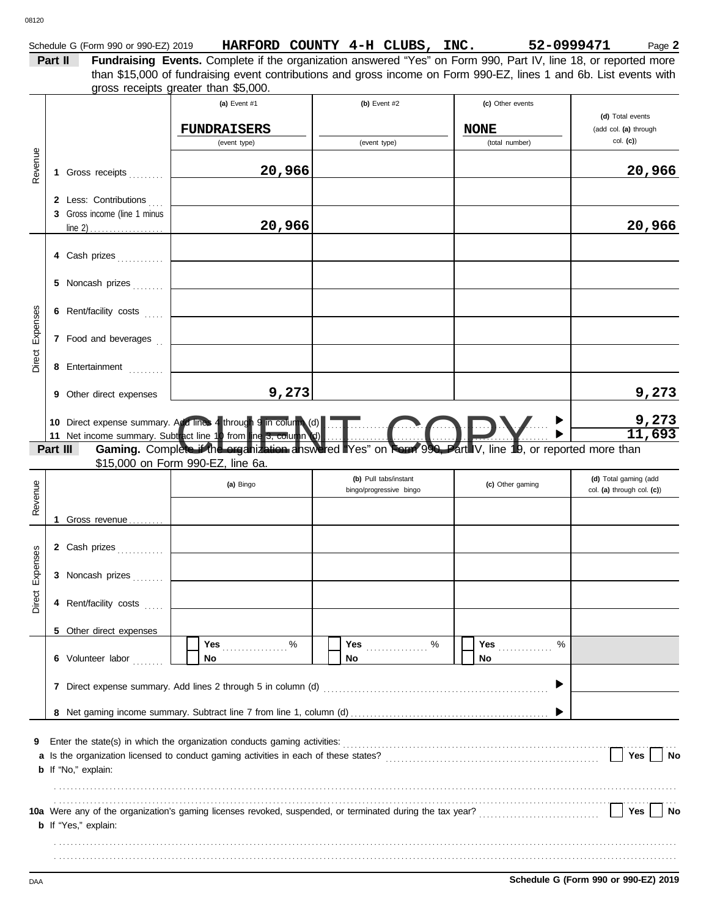Schedule G (Form 990 or 990-EZ) 2019 **HARFORD COUNTY 4-H CLUBS, INC.** **52-0999471** Page **2**

**Part II** **Fundraising Events.** Complete if the organization answered "Yes" on Form 990, Part IV, line 18, or reported more than $15,000 of fundraising event contributions and gross income on Form 990-EZ, lines 1 and 6b. List events with gross receipts greater than $5,000.

| | | (a) Event #1 | (b) Event #2 | (c) Other events | (d) Total events (add col. (a) through col. (c)) |
|---|---|---|---|---|---|
| | | FUNDRAISERS (event type) | (event type) | NONE (total number) | |
| Revenue | 1 Gross receipts | 20,966 | | | 20,966 |
| | 2 Less: Contributions | | | | |
| | 3 Gross income (line 1 minus line 2) | 20,966 | | | 20,966 |
| Direct Expenses | 4 Cash prizes | | | | |
| | 5 Noncash prizes | | | | |
| | 6 Rent/facility costs | | | | |
| | 7 Food and beverages | | | | |
| | 8 Entertainment | | | | |
| | 9 Other direct expenses | 9,273 | | | 9,273 |
| | 10 Direct expense summary. Add lines 4 through 9 in column (d) | | | | 9,273 |
| | 11 Net income summary. Subtract line 10 from line 3, column (d) | | | | 11,693 |

**Part III** **Gaming.** Complete if the organization answered "Yes" on Form 990, Part IV, line 19, or reported more than $15,000 on Form 990-EZ, line 6a.

| | | (a) Bingo | (b) Pull tabs/instant bingo/progressive bingo | (c) Other gaming | (d) Total gaming (add col. (a) through col. (c)) |
|---|---|---|---|---|---|
| Revenue | 1 Gross revenue | | | | |
| Direct Expenses | 2 Cash prizes | | | | |
| | 3 Noncash prizes | | | | |
| | 4 Rent/facility costs | | | | |
| | 5 Other direct expenses | | | | |
| | 6 Volunteer labor | Yes ___ % / No | Yes ___ % / No | Yes ___ % / No | |
| | 7 Direct expense summary. Add lines 2 through 5 in column (d) | | | | |
| | 8 Net gaming income summary. Subtract line 7 from line 1, column (d) | | | | |

**9** Enter the state(s) in which the organization conducts gaming activities:

**a** Is the organization licensed to conduct gaming activities in each of these states? Yes No

**b** If "No," explain:

**10a** Were any of the organization's gaming licenses revoked, suspended, or terminated during the tax year? Yes No

**b** If "Yes," explain:

DAA **Schedule G (Form 990 or 990-EZ) 2019**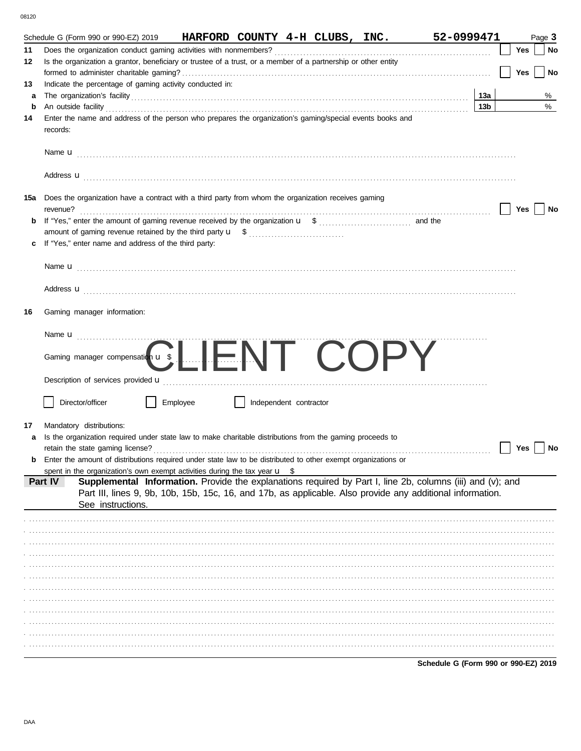Schedule G (Form 990 or 990-EZ) 2019 **HARFORD COUNTY 4-H CLUBS, INC.** **52-0999471** Page **3**

**11** Does the organization conduct gaming activities with nonmembers? ☐ Yes ☐ No

**12** Is the organization a grantor, beneficiary or trustee of a trust, or a member of a partnership or other entity formed to administer charitable gaming? ☐ Yes ☐ No

**13** Indicate the percentage of gaming activity conducted in:

**a** The organization's facility **13a** %

**b** An outside facility **13b** %

**14** Enter the name and address of the person who prepares the organization's gaming/special events books and records:

Name u

Address u

**15a** Does the organization have a contract with a third party from whom the organization receives gaming revenue? ☐ Yes ☐ No

**b** If "Yes," enter the amount of gaming revenue received by the organization u $ and the amount of gaming revenue retained by the third party u $

**c** If "Yes," enter name and address of the third party:

Name u

Address u

**16** Gaming manager information:

Name u

Gaming manager compensation u $

CLIENT COPY

Description of services provided u

☐ Director/officer ☐ Employee ☐ Independent contractor

**17** Mandatory distributions:

**a** Is the organization required under state law to make charitable distributions from the gaming proceeds to retain the state gaming license? ☐ Yes ☐ No

**b** Enter the amount of distributions required under state law to be distributed to other exempt organizations or spent in the organization's own exempt activities during the tax year u $

**Part IV** **Supplemental Information.** Provide the explanations required by Part I, line 2b, columns (iii) and (v); and Part III, lines 9, 9b, 10b, 15b, 15c, 16, and 17b, as applicable. Also provide any additional information. See instructions.

**Schedule G (Form 990 or 990-EZ) 2019**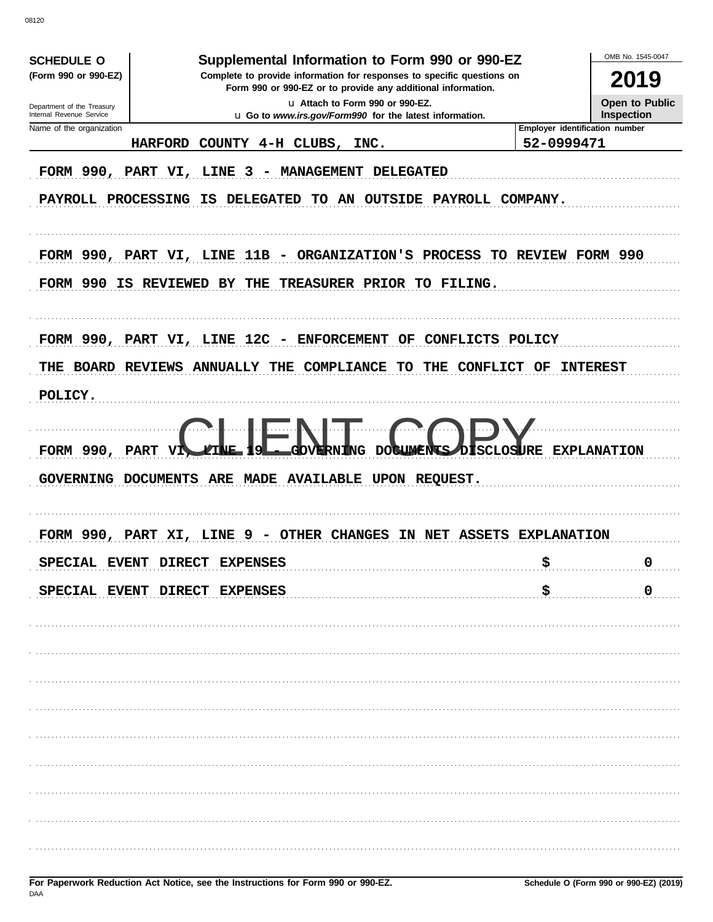08120

**SCHEDULE O**
**(Form 990 or 990-EZ)**

Department of the Treasury
Internal Revenue Service

# Supplemental Information to Form 990 or 990-EZ

**Complete to provide information for responses to specific questions on Form 990 or 990-EZ or to provide any additional information.**

u Attach to Form 990 or 990-EZ.
u Go to *www.irs.gov/Form990* for the latest information.

OMB No. 1545-0047

**2019**

**Open to Public Inspection**

| Name of the organization | Employer identification number |
|---|---|
| HARFORD COUNTY 4-H CLUBS, INC. | 52-0999471 |

FORM 990, PART VI, LINE 3 - MANAGEMENT DELEGATED

PAYROLL PROCESSING IS DELEGATED TO AN OUTSIDE PAYROLL COMPANY.

FORM 990, PART VI, LINE 11B - ORGANIZATION'S PROCESS TO REVIEW FORM 990

FORM 990 IS REVIEWED BY THE TREASURER PRIOR TO FILING.

FORM 990, PART VI, LINE 12C - ENFORCEMENT OF CONFLICTS POLICY

THE BOARD REVIEWS ANNUALLY THE COMPLIANCE TO THE CONFLICT OF INTEREST POLICY.

CLIENT COPY

FORM 990, PART VI, LINE 19 - GOVERNING DOCUMENTS DISCLOSURE EXPLANATION

GOVERNING DOCUMENTS ARE MADE AVAILABLE UPON REQUEST.

FORM 990, PART XI, LINE 9 - OTHER CHANGES IN NET ASSETS EXPLANATION

| | |
|---|---|
| SPECIAL EVENT DIRECT EXPENSES | $ 0 |
| SPECIAL EVENT DIRECT EXPENSES | $ 0 |

**For Paperwork Reduction Act Notice, see the Instructions for Form 990 or 990-EZ.**
DAA
**Schedule O (Form 990 or 990-EZ) (2019)**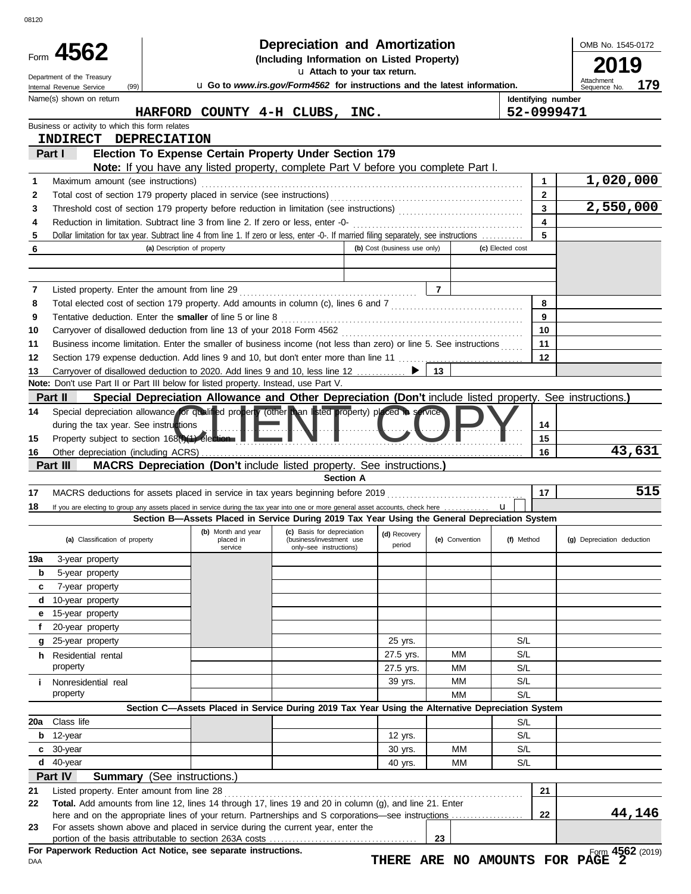08120

# Form 4562 Depreciation and Amortization

**(Including Information on Listed Property)**

Department of the Treasury
Internal Revenue Service (99)

▶ Attach to your tax return.

▶ Go to *www.irs.gov/Form4562* for instructions and the latest information.

OMB No. 1545-0172

**2019**

Attachment Sequence No. **179**

Name(s) shown on return: **HARFORD COUNTY 4-H CLUBS, INC.**

Identifying number: **52-0999471**

Business or activity to which this form relates: **INDIRECT DEPRECIATION**

## Part I Election To Expense Certain Property Under Section 179

**Note:** If you have any listed property, complete Part V before you complete Part I.

| Line | Description | | Amount |
|---|---|---|---|
| 1 | Maximum amount (see instructions) | 1 | 1,020,000 |
| 2 | Total cost of section 179 property placed in service (see instructions) | 2 | |
| 3 | Threshold cost of section 179 property before reduction in limitation (see instructions) | 3 | 2,550,000 |
| 4 | Reduction in limitation. Subtract line 3 from line 2. If zero or less, enter -0- | 4 | |
| 5 | Dollar limitation for tax year. Subtract line 4 from line 1. If zero or less, enter -0-. If married filing separately, see instructions | 5 | |

| 6 | (a) Description of property | (b) Cost (business use only) | (c) Elected cost |
|---|---|---|---|
| | | | |
| | | | |

| Line | Description | | Amount |
|---|---|---|---|
| 7 | Listed property. Enter the amount from line 29 | 7 | |
| 8 | Total elected cost of section 179 property. Add amounts in column (c), lines 6 and 7 | 8 | |
| 9 | Tentative deduction. Enter the **smaller** of line 5 or line 8 | 9 | |
| 10 | Carryover of disallowed deduction from line 13 of your 2018 Form 4562 | 10 | |
| 11 | Business income limitation. Enter the smaller of business income (not less than zero) or line 5. See instructions | 11 | |
| 12 | Section 179 expense deduction. Add lines 9 and 10, but don't enter more than line 11 | 12 | |
| 13 | Carryover of disallowed deduction to 2020. Add lines 9 and 10, less line 12 ▶ | 13 | |

**Note:** Don't use Part II or Part III below for listed property. Instead, use Part V.

## Part II Special Depreciation Allowance and Other Depreciation (Don't include listed property. See instructions.)

CLIENT COPY

| Line | Description | | Amount |
|---|---|---|---|
| 14 | Special depreciation allowance for qualified property (other than listed property) placed in service during the tax year. See instructions | 14 | |
| 15 | Property subject to section 168(f)(1) election | 15 | |
| 16 | Other depreciation (including ACRS) | 16 | 43,631 |

## Part III MACRS Depreciation (Don't include listed property. See instructions.)

**Section A**

| Line | Description | | Amount |
|---|---|---|---|
| 17 | MACRS deductions for assets placed in service in tax years beginning before 2019 | 17 | 515 |
| 18 | If you are electing to group any assets placed in service during the tax year into one or more general asset accounts, check here ▶ ☐ | | |

**Section B—Assets Placed in Service During 2019 Tax Year Using the General Depreciation System**

| (a) Classification of property | (b) Month and year placed in service | (c) Basis for depreciation (business/investment use only–see instructions) | (d) Recovery period | (e) Convention | (f) Method | (g) Depreciation deduction |
|---|---|---|---|---|---|---|
| 19a 3-year property | | | | | | |
| b 5-year property | | | | | | |
| c 7-year property | | | | | | |
| d 10-year property | | | | | | |
| e 15-year property | | | | | | |
| f 20-year property | | | | | | |
| g 25-year property | | | 25 yrs. | | S/L | |
| h Residential rental property | | | 27.5 yrs. | MM | S/L | |
| | | | 27.5 yrs. | MM | S/L | |
| i Nonresidential real property | | | 39 yrs. | MM | S/L | |
| | | | | MM | S/L | |

**Section C—Assets Placed in Service During 2019 Tax Year Using the Alternative Depreciation System**

| (a) Classification of property | (b) Month and year placed in service | (c) Basis for depreciation | (d) Recovery period | (e) Convention | (f) Method | (g) Depreciation deduction |
|---|---|---|---|---|---|---|
| 20a Class life | | | | | S/L | |
| b 12-year | | | 12 yrs. | | S/L | |
| c 30-year | | | 30 yrs. | MM | S/L | |
| d 40-year | | | 40 yrs. | MM | S/L | |

## Part IV Summary (See instructions.)

| Line | Description | | Amount |
|---|---|---|---|
| 21 | Listed property. Enter amount from line 28 | 21 | |
| 22 | **Total.** Add amounts from line 12, lines 14 through 17, lines 19 and 20 in column (g), and line 21. Enter here and on the appropriate lines of your return. Partnerships and S corporations—see instructions | 22 | 44,146 |
| 23 | For assets shown above and placed in service during the current year, enter the portion of the basis attributable to section 263A costs | 23 | |

**For Paperwork Reduction Act Notice, see separate instructions.**

DAA

**THERE ARE NO AMOUNTS FOR PAGE 2**

Form **4562** (2019)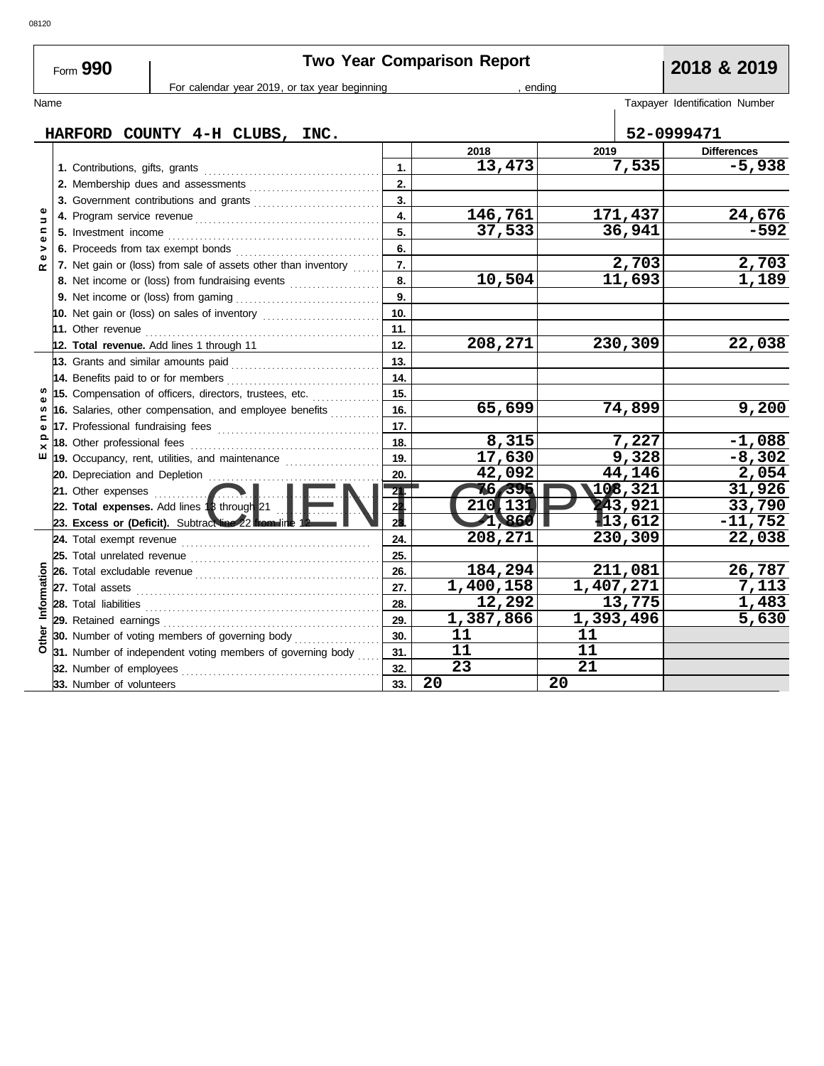08120

# Form 990 — Two Year Comparison Report — 2018 & 2019

For calendar year 2019, or tax year beginning , ending

Name: HARFORD COUNTY 4-H CLUBS, INC.

Taxpayer Identification Number: 52-0999471

| Section | Line | | 2018 | 2019 | Differences |
|---|---|---|---|---|---|
| Revenue | 1. Contributions, gifts, grants | 1. | 13,473 | 7,535 | -5,938 |
| | 2. Membership dues and assessments | 2. | | | |
| | 3. Government contributions and grants | 3. | | | |
| | 4. Program service revenue | 4. | 146,761 | 171,437 | 24,676 |
| | 5. Investment income | 5. | 37,533 | 36,941 | -592 |
| | 6. Proceeds from tax exempt bonds | 6. | | | |
| | 7. Net gain or (loss) from sale of assets other than inventory | 7. | | 2,703 | 2,703 |
| | 8. Net income or (loss) from fundraising events | 8. | 10,504 | 11,693 | 1,189 |
| | 9. Net income or (loss) from gaming | 9. | | | |
| | 10. Net gain or (loss) on sales of inventory | 10. | | | |
| | 11. Other revenue | 11. | | | |
| | **12. Total revenue.** Add lines 1 through 11 | 12. | 208,271 | 230,309 | 22,038 |
| Expenses | 13. Grants and similar amounts paid | 13. | | | |
| | 14. Benefits paid to or for members | 14. | | | |
| | 15. Compensation of officers, directors, trustees, etc. | 15. | | | |
| | 16. Salaries, other compensation, and employee benefits | 16. | 65,699 | 74,899 | 9,200 |
| | 17. Professional fundraising fees | 17. | | | |
| | 18. Other professional fees | 18. | 8,315 | 7,227 | -1,088 |
| | 19. Occupancy, rent, utilities, and maintenance | 19. | 17,630 | 9,328 | -8,302 |
| | 20. Depreciation and Depletion | 20. | 42,092 | 44,146 | 2,054 |
| | 21. Other expenses | 21. | 76,395 | 108,321 | 31,926 |
| | **22. Total expenses.** Add lines 13 through 21 | 22. | 210,131 | 243,921 | 33,790 |
| | **23. Excess or (Deficit).** Subtract line 22 from line 12 | 23. | -1,860 | -13,612 | -11,752 |
| Other Information | 24. Total exempt revenue | 24. | 208,271 | 230,309 | 22,038 |
| | 25. Total unrelated revenue | 25. | | | |
| | 26. Total excludable revenue | 26. | 184,294 | 211,081 | 26,787 |
| | 27. Total assets | 27. | 1,400,158 | 1,407,271 | 7,113 |
| | 28. Total liabilities | 28. | 12,292 | 13,775 | 1,483 |
| | 29. Retained earnings | 29. | 1,387,866 | 1,393,496 | 5,630 |
| | 30. Number of voting members of governing body | 30. | 11 | 11 | |
| | 31. Number of independent voting members of governing body | 31. | 11 | 11 | |
| | 32. Number of employees | 32. | 23 | 21 | |
| | 33. Number of volunteers | 33. | 20 | 20 | |

CLIENT COPY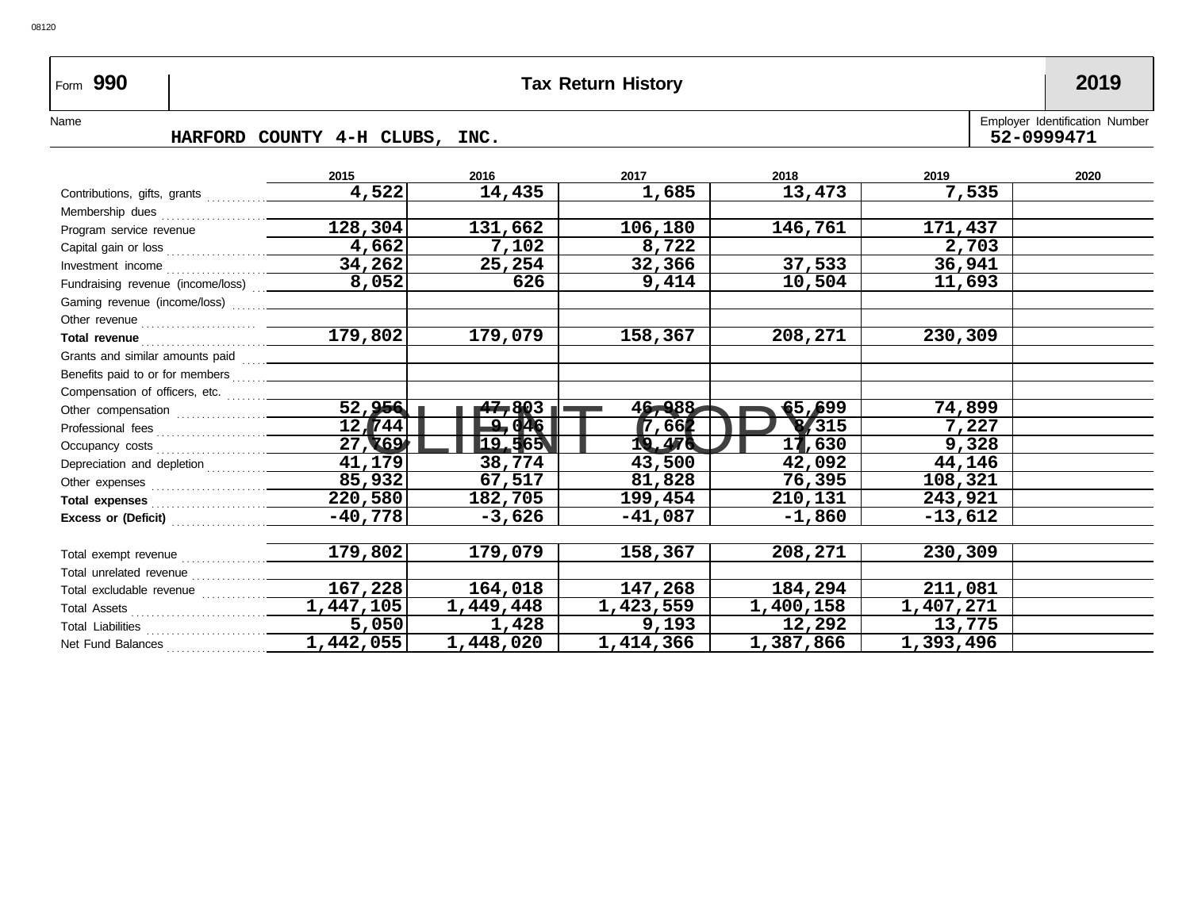Form **990** — **Tax Return History** — **2019**

Name: HARFORD COUNTY 4-H CLUBS, INC.

Employer Identification Number: 52-0999471

| | 2015 | 2016 | 2017 | 2018 | 2019 | 2020 |
|---|---|---|---|---|---|---|
| Contributions, gifts, grants | 4,522 | 14,435 | 1,685 | 13,473 | 7,535 | |
| Membership dues | | | | | | |
| Program service revenue | 128,304 | 131,662 | 106,180 | 146,761 | 171,437 | |
| Capital gain or loss | 4,662 | 7,102 | 8,722 | | 2,703 | |
| Investment income | 34,262 | 25,254 | 32,366 | 37,533 | 36,941 | |
| Fundraising revenue (income/loss) | 8,052 | 626 | 9,414 | 10,504 | 11,693 | |
| Gaming revenue (income/loss) | | | | | | |
| Other revenue | | | | | | |
| **Total revenue** | 179,802 | 179,079 | 158,367 | 208,271 | 230,309 | |
| Grants and similar amounts paid | | | | | | |
| Benefits paid to or for members | | | | | | |
| Compensation of officers, etc. | | | | | | |
| Other compensation | 52,956 | 47,803 | 46,988 | 65,699 | 74,899 | |
| Professional fees | 12,744 | 9,046 | 7,662 | 8,315 | 7,227 | |
| Occupancy costs | 27,769 | 19,565 | 19,476 | 17,630 | 9,328 | |
| Depreciation and depletion | 41,179 | 38,774 | 43,500 | 42,092 | 44,146 | |
| Other expenses | 85,932 | 67,517 | 81,828 | 76,395 | 108,321 | |
| **Total expenses** | 220,580 | 182,705 | 199,454 | 210,131 | 243,921 | |
| **Excess or (Deficit)** | -40,778 | -3,626 | -41,087 | -1,860 | -13,612 | |
| | | | | | | |
| Total exempt revenue | 179,802 | 179,079 | 158,367 | 208,271 | 230,309 | |
| Total unrelated revenue | | | | | | |
| Total excludable revenue | 167,228 | 164,018 | 147,268 | 184,294 | 211,081 | |
| Total Assets | 1,447,105 | 1,449,448 | 1,423,559 | 1,400,158 | 1,407,271 | |
| Total Liabilities | 5,050 | 1,428 | 9,193 | 12,292 | 13,775 | |
| Net Fund Balances | 1,442,055 | 1,448,020 | 1,414,366 | 1,387,866 | 1,393,496 | |

CLIENT COPY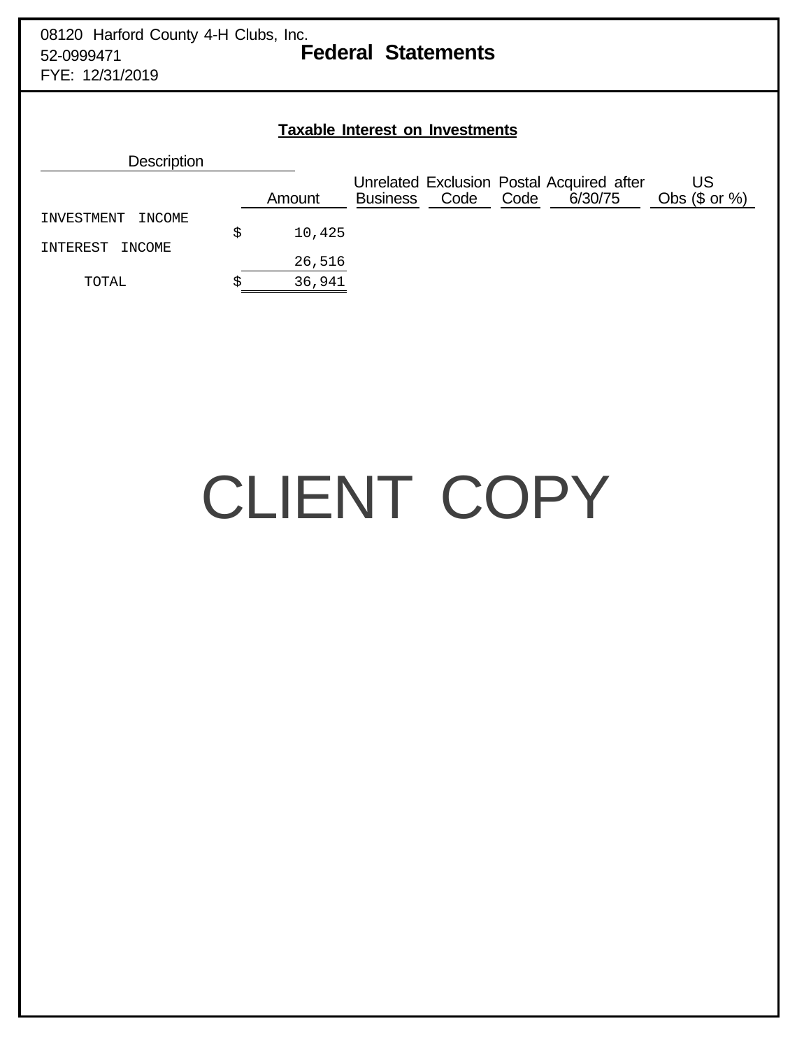08120 Harford County 4-H Clubs, Inc.
52-0999471
FYE: 12/31/2019

# Federal Statements

## Taxable Interest on Investments

| Description | Amount | Unrelated Business | Exclusion Code | Postal Code | Acquired after 6/30/75 | US Obs ($ or %) |
|---|---|---|---|---|---|---|
| INVESTMENT INCOME | $ 10,425 | | | | | |
| INTEREST INCOME | 26,516 | | | | | |
| TOTAL | $ 36,941 | | | | | |

CLIENT COPY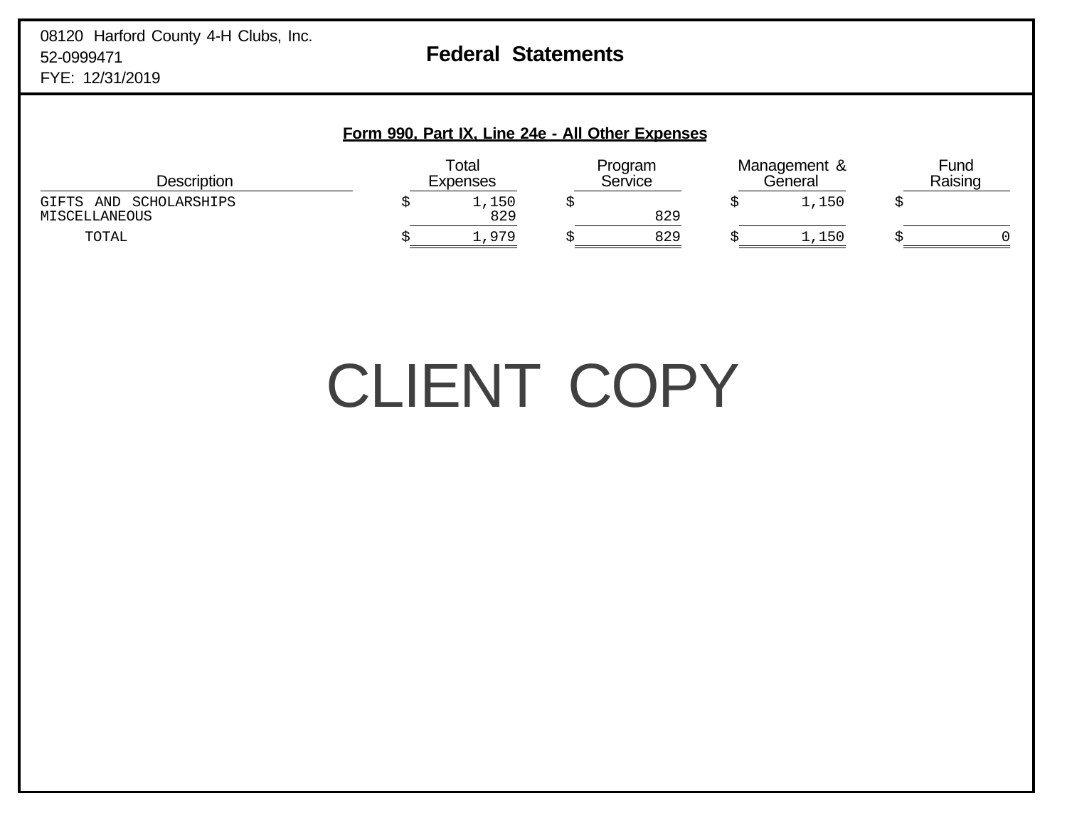08120 Harford County 4-H Clubs, Inc.
52-0999471
FYE: 12/31/2019

# Federal Statements

## Form 990, Part IX, Line 24e - All Other Expenses

| Description | Total Expenses | Program Service | Management & General | Fund Raising |
|---|---|---|---|---|
| GIFTS AND SCHOLARSHIPS | $ 1,150 | $ | $ 1,150 | $ |
| MISCELLANEOUS | 829 | 829 | | |
| TOTAL | $ 1,979 | $ 829 | $ 1,150 | $ 0 |

CLIENT COPY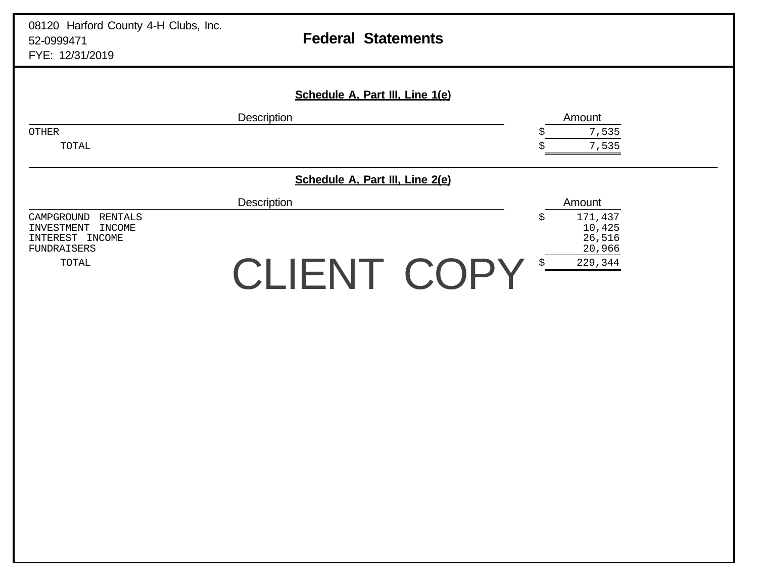08120 Harford County 4-H Clubs, Inc.
52-0999471
FYE: 12/31/2019

# Federal Statements

## Schedule A, Part III, Line 1(e)

| Description | Amount |
| --- | --- |
| OTHER | $ 7,535 |
| TOTAL | $ 7,535 |

## Schedule A, Part III, Line 2(e)

| Description | Amount |
| --- | --- |
| CAMPGROUND RENTALS | $ 171,437 |
| INVESTMENT INCOME | 10,425 |
| INTEREST INCOME | 26,516 |
| FUNDRAISERS | 20,966 |
| TOTAL | $ 229,344 |

CLIENT COPY